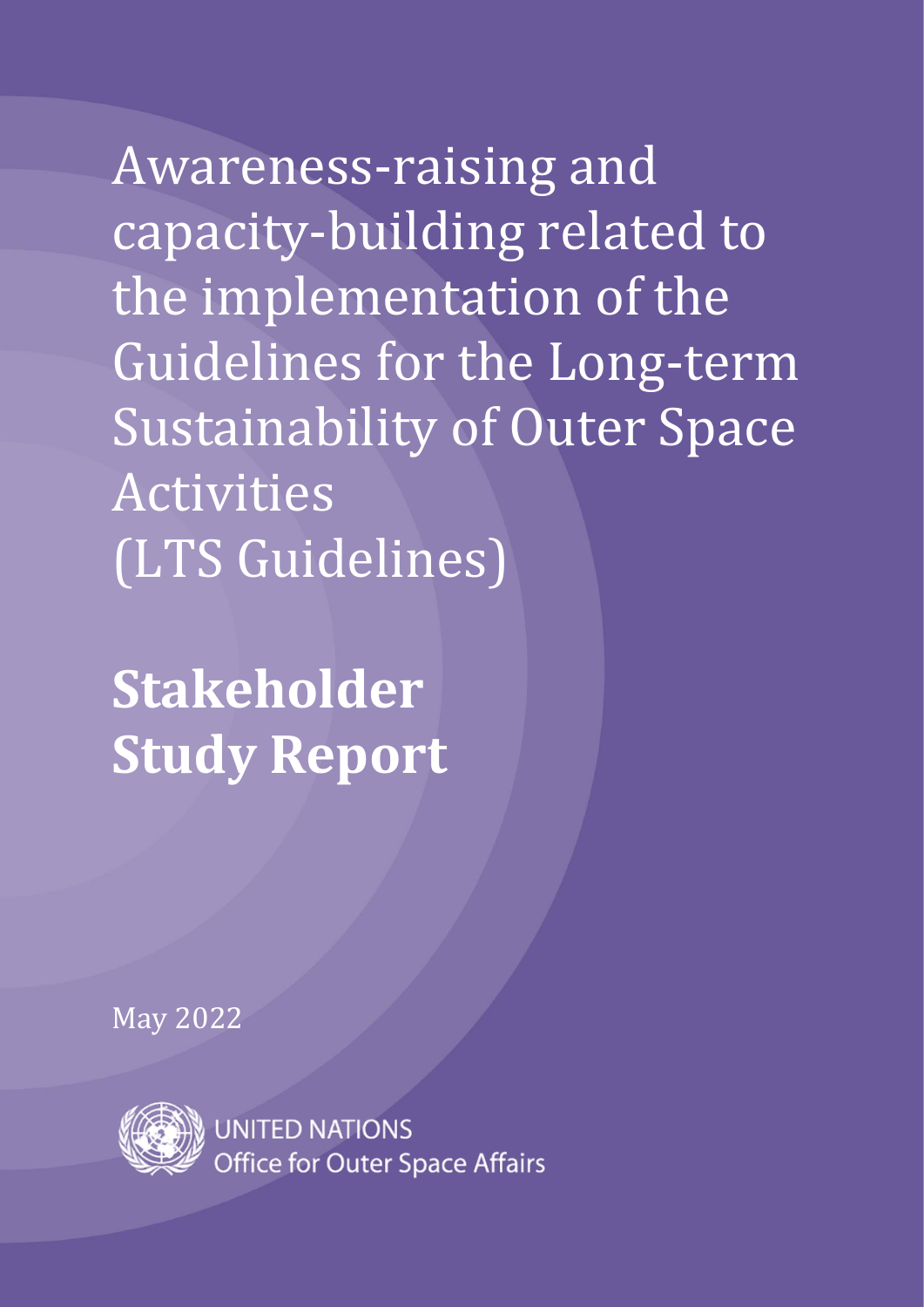# Awareness-raising and capacity-building related to the implementation of the Guidelines for the Long-term Sustainability of Outer Space Activities (LTS Guidelines)

## **Stakeholder Study Report**

May 2022

UNITED NATIONS
Office for Outer Space Affairs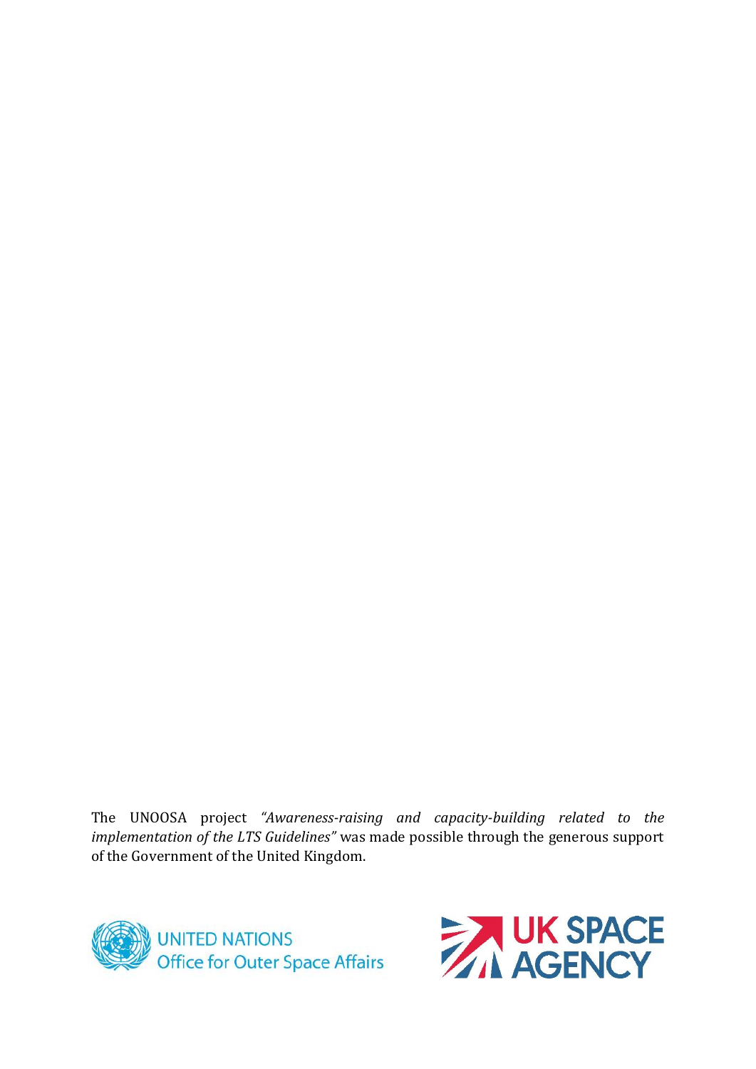The UNOOSA project *"Awareness-raising and capacity-building related to the implementation of the LTS Guidelines"* was made possible through the generous support of the Government of the United Kingdom.

UNITED NATIONS
Office for Outer Space Affairs

UK SPACE AGENCY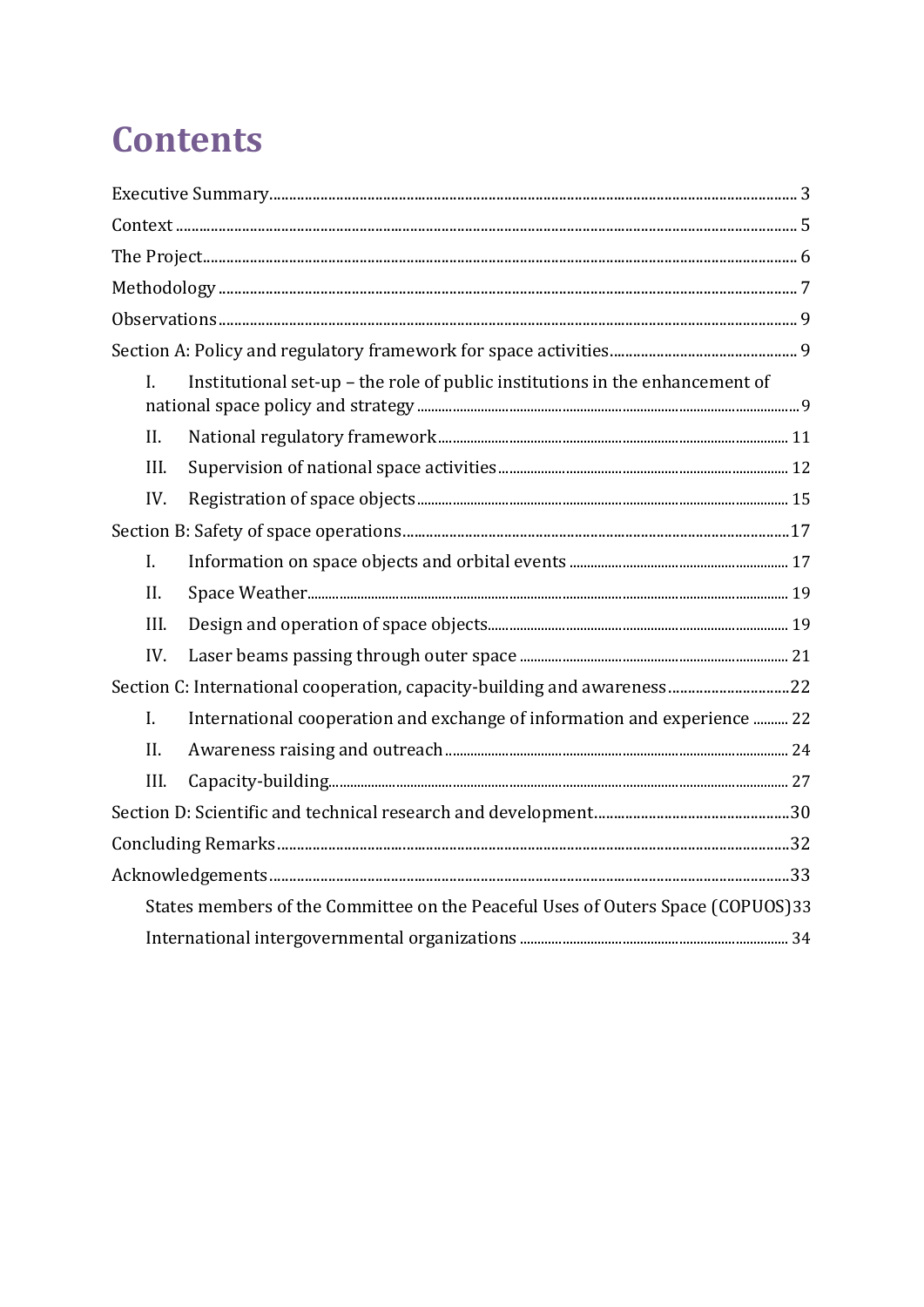# Contents

Executive Summary ..... 3
Context ..... 5
The Project ..... 6
Methodology ..... 7
Observations ..... 9
Section A: Policy and regulatory framework for space activities ..... 9
- I. Institutional set-up – the role of public institutions in the enhancement of national space policy and strategy ..... 9
- II. National regulatory framework ..... 11
- III. Supervision of national space activities ..... 12
- IV. Registration of space objects ..... 15

Section B: Safety of space operations ..... 17
- I. Information on space objects and orbital events ..... 17
- II. Space Weather ..... 19
- III. Design and operation of space objects ..... 19
- IV. Laser beams passing through outer space ..... 21

Section C: International cooperation, capacity-building and awareness ..... 22
- I. International cooperation and exchange of information and experience ..... 22
- II. Awareness raising and outreach ..... 24
- III. Capacity-building ..... 27

Section D: Scientific and technical research and development ..... 30
Concluding Remarks ..... 32
Acknowledgements ..... 33
- States members of the Committee on the Peaceful Uses of Outers Space (COPUOS) 33
- International intergovernmental organizations ..... 34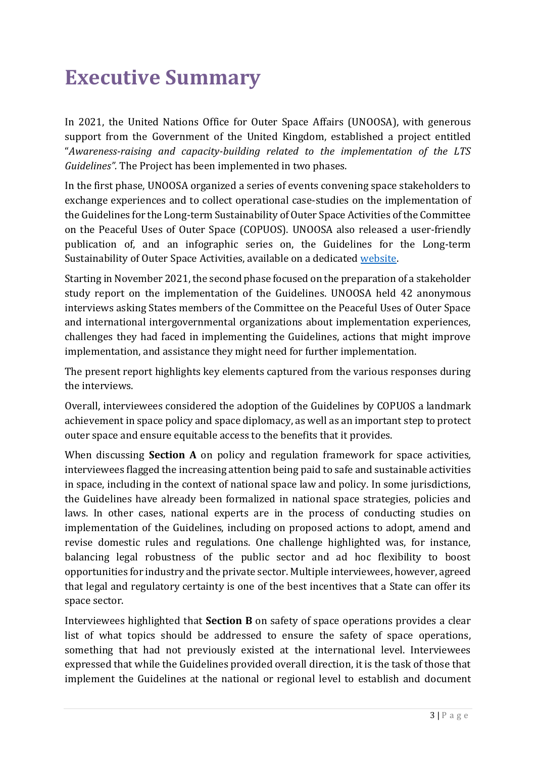# Executive Summary

In 2021, the United Nations Office for Outer Space Affairs (UNOOSA), with generous support from the Government of the United Kingdom, established a project entitled "*Awareness-raising and capacity-building related to the implementation of the LTS Guidelines".* The Project has been implemented in two phases.

In the first phase, UNOOSA organized a series of events convening space stakeholders to exchange experiences and to collect operational case-studies on the implementation of the Guidelines for the Long-term Sustainability of Outer Space Activities of the Committee on the Peaceful Uses of Outer Space (COPUOS). UNOOSA also released a user-friendly publication of, and an infographic series on, the Guidelines for the Long-term Sustainability of Outer Space Activities, available on a dedicated website.

Starting in November 2021, the second phase focused on the preparation of a stakeholder study report on the implementation of the Guidelines. UNOOSA held 42 anonymous interviews asking States members of the Committee on the Peaceful Uses of Outer Space and international intergovernmental organizations about implementation experiences, challenges they had faced in implementing the Guidelines, actions that might improve implementation, and assistance they might need for further implementation.

The present report highlights key elements captured from the various responses during the interviews.

Overall, interviewees considered the adoption of the Guidelines by COPUOS a landmark achievement in space policy and space diplomacy, as well as an important step to protect outer space and ensure equitable access to the benefits that it provides.

When discussing **Section A** on policy and regulation framework for space activities, interviewees flagged the increasing attention being paid to safe and sustainable activities in space, including in the context of national space law and policy. In some jurisdictions, the Guidelines have already been formalized in national space strategies, policies and laws. In other cases, national experts are in the process of conducting studies on implementation of the Guidelines, including on proposed actions to adopt, amend and revise domestic rules and regulations. One challenge highlighted was, for instance, balancing legal robustness of the public sector and ad hoc flexibility to boost opportunities for industry and the private sector. Multiple interviewees, however, agreed that legal and regulatory certainty is one of the best incentives that a State can offer its space sector.

Interviewees highlighted that **Section B** on safety of space operations provides a clear list of what topics should be addressed to ensure the safety of space operations, something that had not previously existed at the international level. Interviewees expressed that while the Guidelines provided overall direction, it is the task of those that implement the Guidelines at the national or regional level to establish and document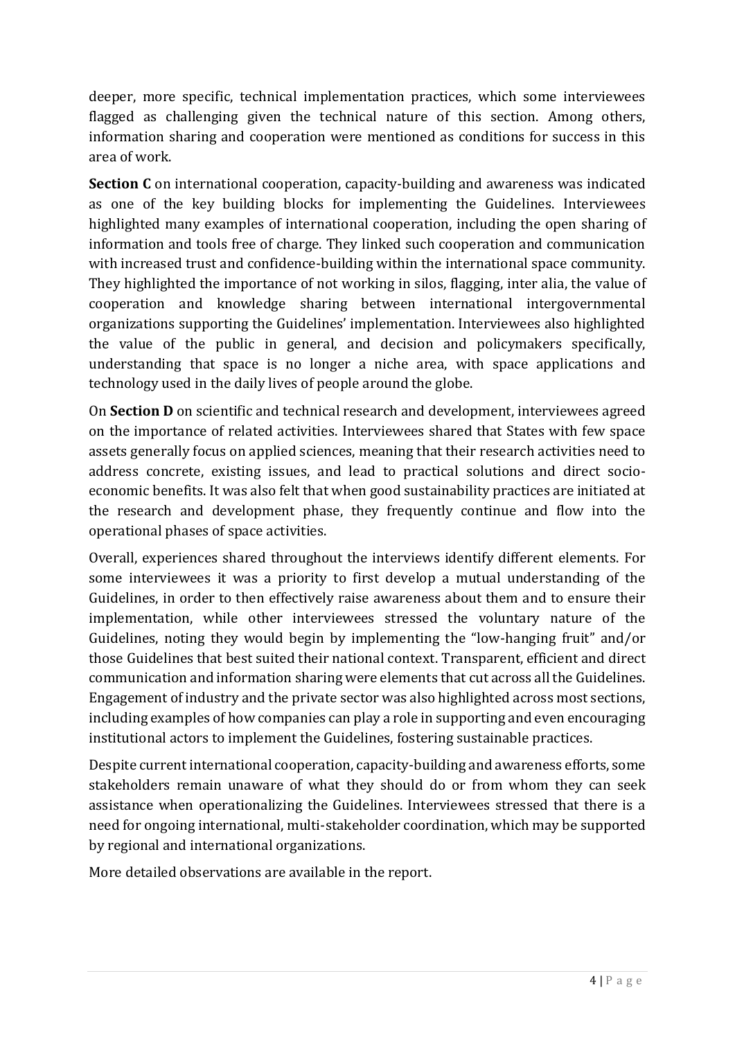deeper, more specific, technical implementation practices, which some interviewees flagged as challenging given the technical nature of this section. Among others, information sharing and cooperation were mentioned as conditions for success in this area of work.

**Section C** on international cooperation, capacity-building and awareness was indicated as one of the key building blocks for implementing the Guidelines. Interviewees highlighted many examples of international cooperation, including the open sharing of information and tools free of charge. They linked such cooperation and communication with increased trust and confidence-building within the international space community. They highlighted the importance of not working in silos, flagging, inter alia, the value of cooperation and knowledge sharing between international intergovernmental organizations supporting the Guidelines' implementation. Interviewees also highlighted the value of the public in general, and decision and policymakers specifically, understanding that space is no longer a niche area, with space applications and technology used in the daily lives of people around the globe.

On **Section D** on scientific and technical research and development, interviewees agreed on the importance of related activities. Interviewees shared that States with few space assets generally focus on applied sciences, meaning that their research activities need to address concrete, existing issues, and lead to practical solutions and direct socio-economic benefits. It was also felt that when good sustainability practices are initiated at the research and development phase, they frequently continue and flow into the operational phases of space activities.

Overall, experiences shared throughout the interviews identify different elements. For some interviewees it was a priority to first develop a mutual understanding of the Guidelines, in order to then effectively raise awareness about them and to ensure their implementation, while other interviewees stressed the voluntary nature of the Guidelines, noting they would begin by implementing the "low-hanging fruit" and/or those Guidelines that best suited their national context. Transparent, efficient and direct communication and information sharing were elements that cut across all the Guidelines. Engagement of industry and the private sector was also highlighted across most sections, including examples of how companies can play a role in supporting and even encouraging institutional actors to implement the Guidelines, fostering sustainable practices.

Despite current international cooperation, capacity-building and awareness efforts, some stakeholders remain unaware of what they should do or from whom they can seek assistance when operationalizing the Guidelines. Interviewees stressed that there is a need for ongoing international, multi-stakeholder coordination, which may be supported by regional and international organizations.

More detailed observations are available in the report.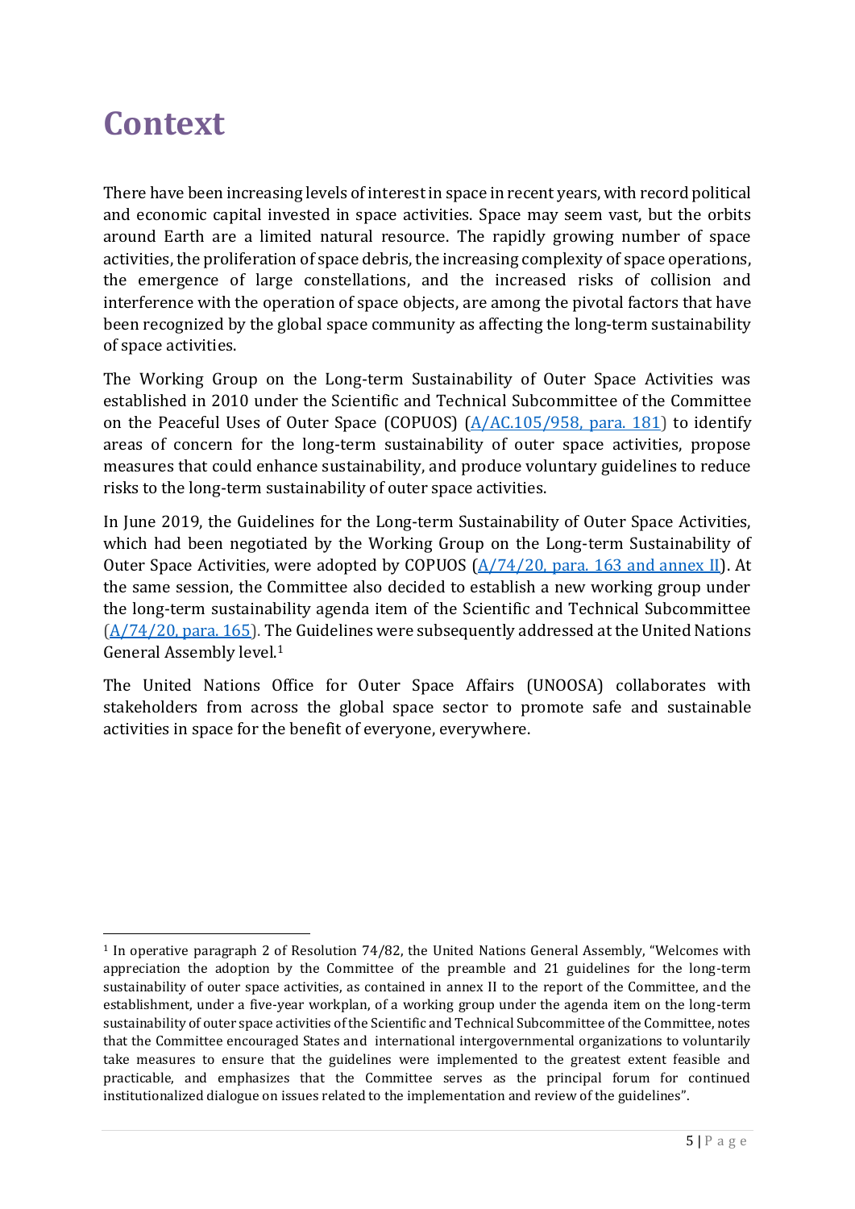# Context

There have been increasing levels of interest in space in recent years, with record political and economic capital invested in space activities. Space may seem vast, but the orbits around Earth are a limited natural resource. The rapidly growing number of space activities, the proliferation of space debris, the increasing complexity of space operations, the emergence of large constellations, and the increased risks of collision and interference with the operation of space objects, are among the pivotal factors that have been recognized by the global space community as affecting the long-term sustainability of space activities.

The Working Group on the Long-term Sustainability of Outer Space Activities was established in 2010 under the Scientific and Technical Subcommittee of the Committee on the Peaceful Uses of Outer Space (COPUOS) (A/AC.105/958, para. 181) to identify areas of concern for the long-term sustainability of outer space activities, propose measures that could enhance sustainability, and produce voluntary guidelines to reduce risks to the long-term sustainability of outer space activities.

In June 2019, the Guidelines for the Long-term Sustainability of Outer Space Activities, which had been negotiated by the Working Group on the Long-term Sustainability of Outer Space Activities, were adopted by COPUOS (A/74/20, para. 163 and annex II). At the same session, the Committee also decided to establish a new working group under the long-term sustainability agenda item of the Scientific and Technical Subcommittee (A/74/20, para. 165). The Guidelines were subsequently addressed at the United Nations General Assembly level.[1]

The United Nations Office for Outer Space Affairs (UNOOSA) collaborates with stakeholders from across the global space sector to promote safe and sustainable activities in space for the benefit of everyone, everywhere.

---

[1] In operative paragraph 2 of Resolution 74/82, the United Nations General Assembly, "Welcomes with appreciation the adoption by the Committee of the preamble and 21 guidelines for the long-term sustainability of outer space activities, as contained in annex II to the report of the Committee, and the establishment, under a five-year workplan, of a working group under the agenda item on the long-term sustainability of outer space activities of the Scientific and Technical Subcommittee of the Committee, notes that the Committee encouraged States and international intergovernmental organizations to voluntarily take measures to ensure that the guidelines were implemented to the greatest extent feasible and practicable, and emphasizes that the Committee serves as the principal forum for continued institutionalized dialogue on issues related to the implementation and review of the guidelines".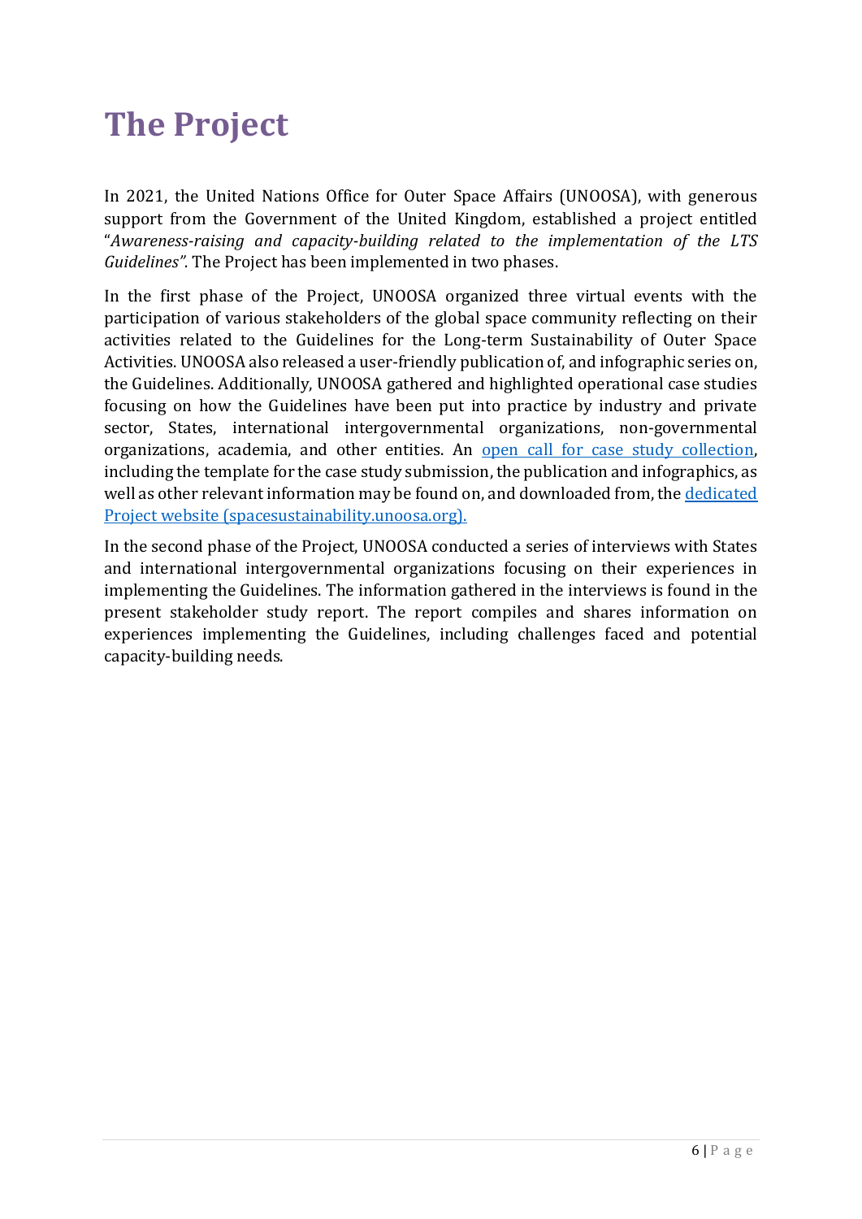# The Project

In 2021, the United Nations Office for Outer Space Affairs (UNOOSA), with generous support from the Government of the United Kingdom, established a project entitled "*Awareness-raising and capacity-building related to the implementation of the LTS Guidelines".* The Project has been implemented in two phases.

In the first phase of the Project, UNOOSA organized three virtual events with the participation of various stakeholders of the global space community reflecting on their activities related to the Guidelines for the Long-term Sustainability of Outer Space Activities. UNOOSA also released a user-friendly publication of, and infographic series on, the Guidelines. Additionally, UNOOSA gathered and highlighted operational case studies focusing on how the Guidelines have been put into practice by industry and private sector, States, international intergovernmental organizations, non-governmental organizations, academia, and other entities. An open call for case study collection, including the template for the case study submission, the publication and infographics, as well as other relevant information may be found on, and downloaded from, the dedicated Project website (spacesustainability.unoosa.org).

In the second phase of the Project, UNOOSA conducted a series of interviews with States and international intergovernmental organizations focusing on their experiences in implementing the Guidelines. The information gathered in the interviews is found in the present stakeholder study report. The report compiles and shares information on experiences implementing the Guidelines, including challenges faced and potential capacity-building needs.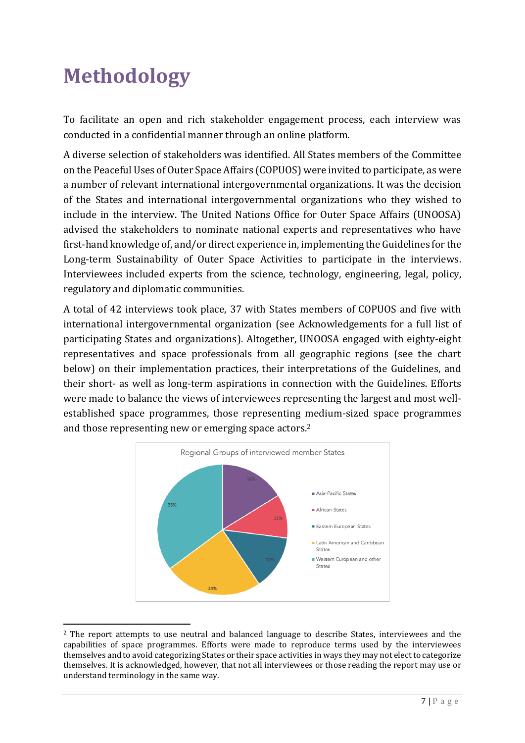# Methodology

To facilitate an open and rich stakeholder engagement process, each interview was conducted in a confidential manner through an online platform.

A diverse selection of stakeholders was identified. All States members of the Committee on the Peaceful Uses of Outer Space Affairs (COPUOS) were invited to participate, as were a number of relevant international intergovernmental organizations. It was the decision of the States and international intergovernmental organizations who they wished to include in the interview. The United Nations Office for Outer Space Affairs (UNOOSA) advised the stakeholders to nominate national experts and representatives who have first-hand knowledge of, and/or direct experience in, implementing the Guidelines for the Long-term Sustainability of Outer Space Activities to participate in the interviews. Interviewees included experts from the science, technology, engineering, legal, policy, regulatory and diplomatic communities.

A total of 42 interviews took place, 37 with States members of COPUOS and five with international intergovernmental organization (see Acknowledgements for a full list of participating States and organizations). Altogether, UNOOSA engaged with eighty-eight representatives and space professionals from all geographic regions (see the chart below) on their implementation practices, their interpretations of the Guidelines, and their short- as well as long-term aspirations in connection with the Guidelines. Efforts were made to balance the views of interviewees representing the largest and most well-established space programmes, those representing medium-sized space programmes and those representing new or emerging space actors.[2]

Regional Groups of interviewed member States

| Regional Group | Share |
|---|---|
| Asia-Pacific States | 16% |
| African States | 11% |
| Eastern European States | 14% |
| Latin American and Caribbean States | 24% |
| Western European and other States | 35% |

[2] The report attempts to use neutral and balanced language to describe States, interviewees and the capabilities of space programmes. Efforts were made to reproduce terms used by the interviewees themselves and to avoid categorizing States or their space activities in ways they may not elect to categorize themselves. It is acknowledged, however, that not all interviewees or those reading the report may use or understand terminology in the same way.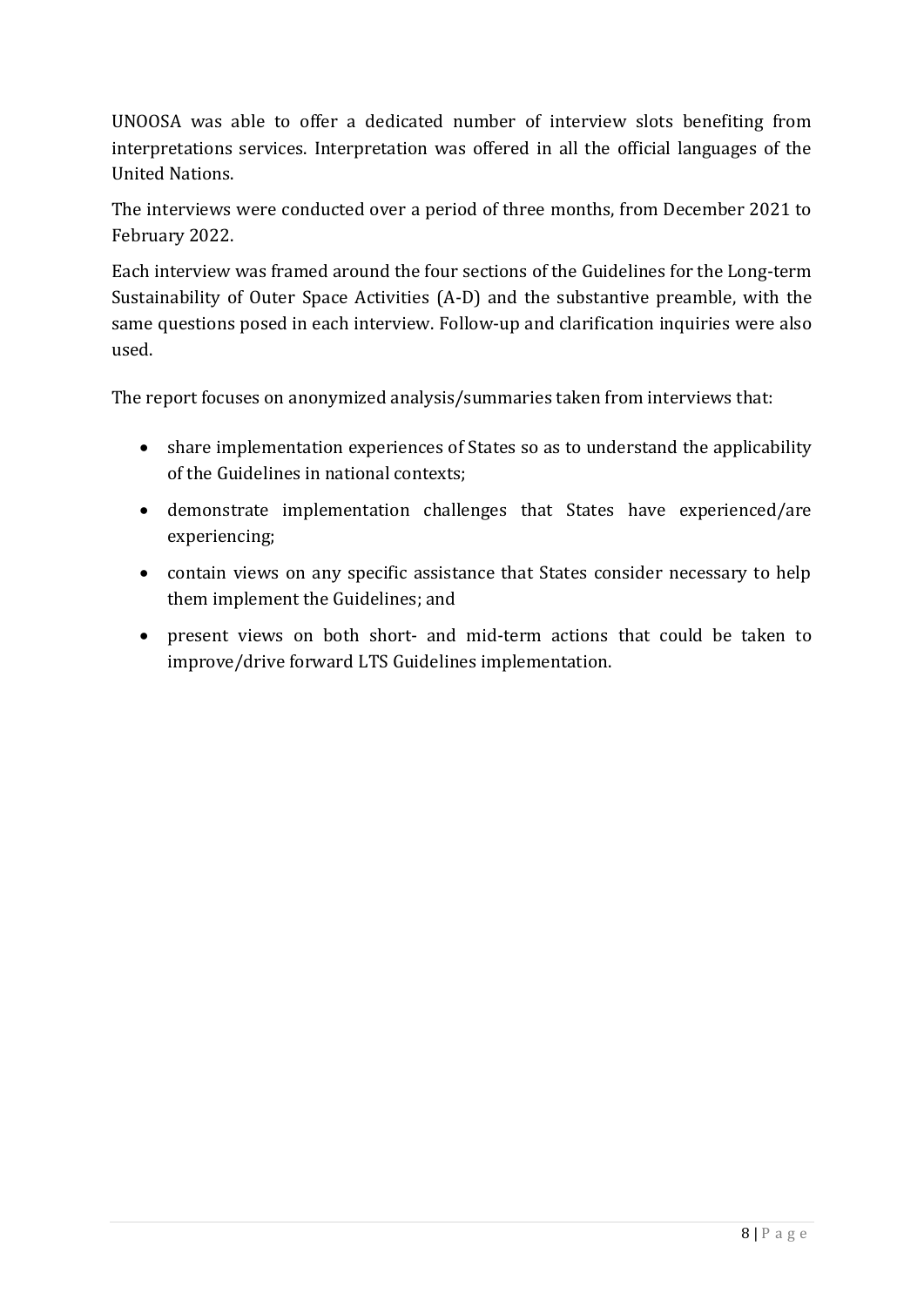UNOOSA was able to offer a dedicated number of interview slots benefiting from interpretations services. Interpretation was offered in all the official languages of the United Nations.

The interviews were conducted over a period of three months, from December 2021 to February 2022.

Each interview was framed around the four sections of the Guidelines for the Long-term Sustainability of Outer Space Activities (A-D) and the substantive preamble, with the same questions posed in each interview. Follow-up and clarification inquiries were also used.

The report focuses on anonymized analysis/summaries taken from interviews that:

- share implementation experiences of States so as to understand the applicability of the Guidelines in national contexts;
- demonstrate implementation challenges that States have experienced/are experiencing;
- contain views on any specific assistance that States consider necessary to help them implement the Guidelines; and
- present views on both short- and mid-term actions that could be taken to improve/drive forward LTS Guidelines implementation.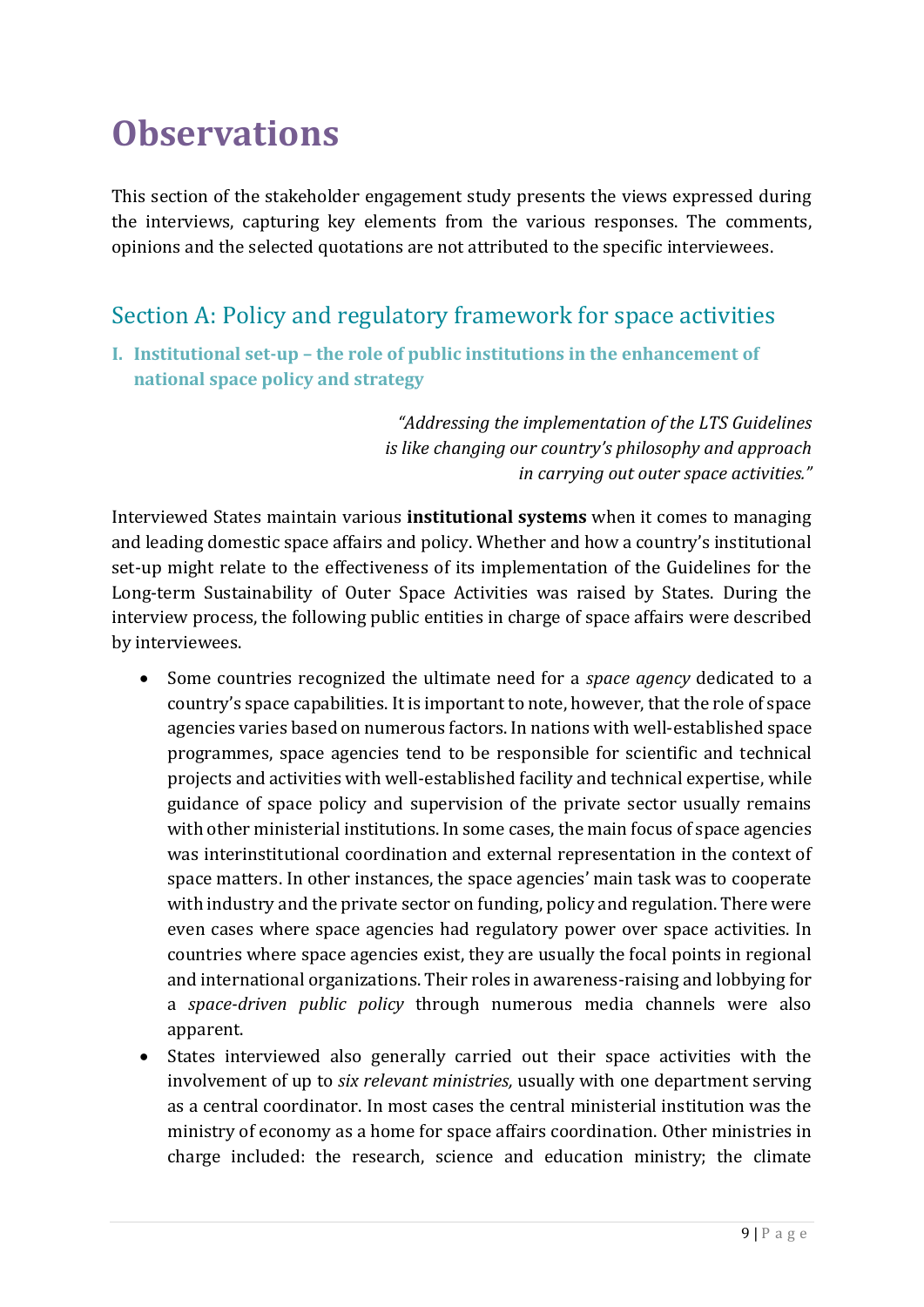# Observations

This section of the stakeholder engagement study presents the views expressed during the interviews, capturing key elements from the various responses. The comments, opinions and the selected quotations are not attributed to the specific interviewees.

## Section A: Policy and regulatory framework for space activities

### I. Institutional set-up – the role of public institutions in the enhancement of national space policy and strategy

*"Addressing the implementation of the LTS Guidelines is like changing our country's philosophy and approach in carrying out outer space activities."*

Interviewed States maintain various **institutional systems** when it comes to managing and leading domestic space affairs and policy. Whether and how a country's institutional set-up might relate to the effectiveness of its implementation of the Guidelines for the Long-term Sustainability of Outer Space Activities was raised by States. During the interview process, the following public entities in charge of space affairs were described by interviewees.

- Some countries recognized the ultimate need for a *space agency* dedicated to a country's space capabilities. It is important to note, however, that the role of space agencies varies based on numerous factors. In nations with well-established space programmes, space agencies tend to be responsible for scientific and technical projects and activities with well-established facility and technical expertise, while guidance of space policy and supervision of the private sector usually remains with other ministerial institutions. In some cases, the main focus of space agencies was interinstitutional coordination and external representation in the context of space matters. In other instances, the space agencies' main task was to cooperate with industry and the private sector on funding, policy and regulation. There were even cases where space agencies had regulatory power over space activities. In countries where space agencies exist, they are usually the focal points in regional and international organizations. Their roles in awareness-raising and lobbying for a *space-driven public policy* through numerous media channels were also apparent.
- States interviewed also generally carried out their space activities with the involvement of up to *six relevant ministries,* usually with one department serving as a central coordinator. In most cases the central ministerial institution was the ministry of economy as a home for space affairs coordination. Other ministries in charge included: the research, science and education ministry; the climate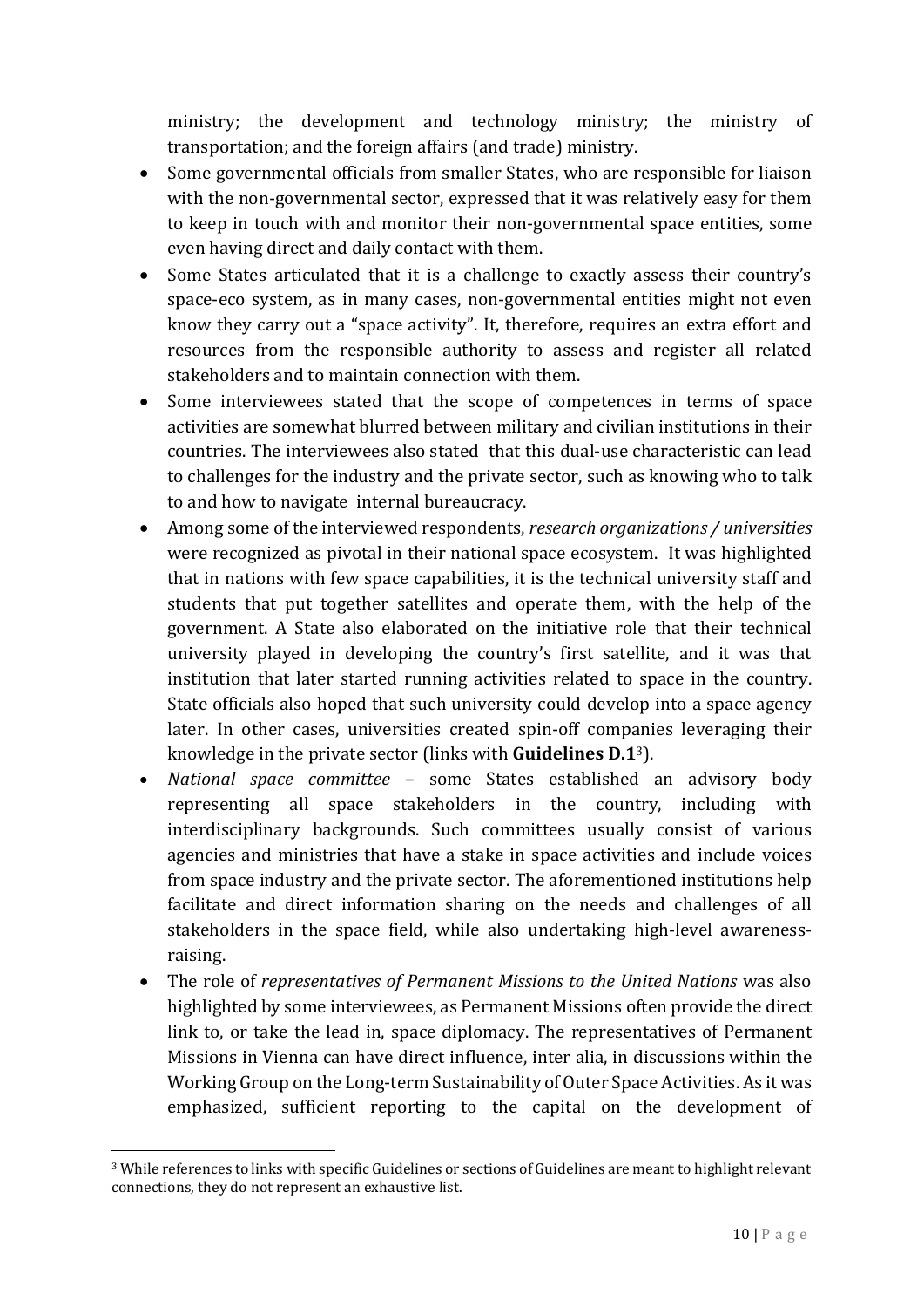ministry; the development and technology ministry; the ministry of transportation; and the foreign affairs (and trade) ministry.

- Some governmental officials from smaller States, who are responsible for liaison with the non-governmental sector, expressed that it was relatively easy for them to keep in touch with and monitor their non-governmental space entities, some even having direct and daily contact with them.
- Some States articulated that it is a challenge to exactly assess their country's space-eco system, as in many cases, non-governmental entities might not even know they carry out a "space activity". It, therefore, requires an extra effort and resources from the responsible authority to assess and register all related stakeholders and to maintain connection with them.
- Some interviewees stated that the scope of competences in terms of space activities are somewhat blurred between military and civilian institutions in their countries. The interviewees also stated that this dual-use characteristic can lead to challenges for the industry and the private sector, such as knowing who to talk to and how to navigate internal bureaucracy.
- Among some of the interviewed respondents, *research organizations / universities* were recognized as pivotal in their national space ecosystem. It was highlighted that in nations with few space capabilities, it is the technical university staff and students that put together satellites and operate them, with the help of the government. A State also elaborated on the initiative role that their technical university played in developing the country's first satellite, and it was that institution that later started running activities related to space in the country. State officials also hoped that such university could develop into a space agency later. In other cases, universities created spin-off companies leveraging their knowledge in the private sector (links with **Guidelines D.1**[3]).
- *National space committee* – some States established an advisory body representing all space stakeholders in the country, including with interdisciplinary backgrounds. Such committees usually consist of various agencies and ministries that have a stake in space activities and include voices from space industry and the private sector. The aforementioned institutions help facilitate and direct information sharing on the needs and challenges of all stakeholders in the space field, while also undertaking high-level awareness-raising.
- The role of *representatives of Permanent Missions to the United Nations* was also highlighted by some interviewees, as Permanent Missions often provide the direct link to, or take the lead in, space diplomacy. The representatives of Permanent Missions in Vienna can have direct influence, inter alia, in discussions within the Working Group on the Long-term Sustainability of Outer Space Activities. As it was emphasized, sufficient reporting to the capital on the development of

[3] While references to links with specific Guidelines or sections of Guidelines are meant to highlight relevant connections, they do not represent an exhaustive list.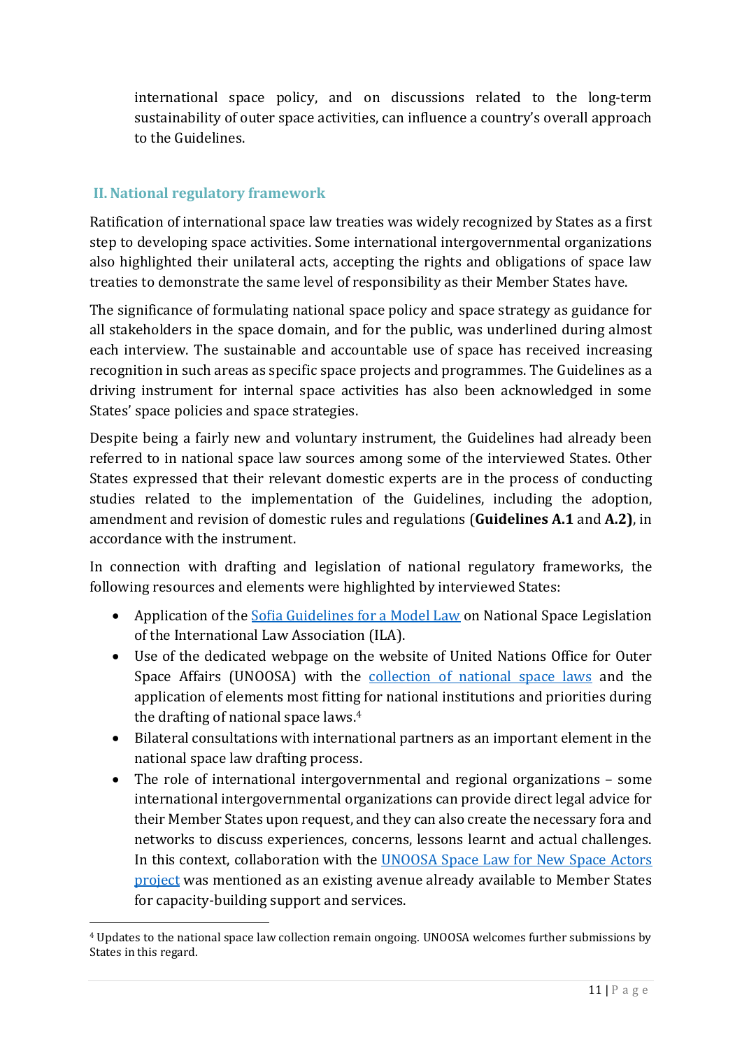international space policy, and on discussions related to the long-term sustainability of outer space activities, can influence a country's overall approach to the Guidelines.

## II. National regulatory framework

Ratification of international space law treaties was widely recognized by States as a first step to developing space activities. Some international intergovernmental organizations also highlighted their unilateral acts, accepting the rights and obligations of space law treaties to demonstrate the same level of responsibility as their Member States have.

The significance of formulating national space policy and space strategy as guidance for all stakeholders in the space domain, and for the public, was underlined during almost each interview. The sustainable and accountable use of space has received increasing recognition in such areas as specific space projects and programmes. The Guidelines as a driving instrument for internal space activities has also been acknowledged in some States' space policies and space strategies.

Despite being a fairly new and voluntary instrument, the Guidelines had already been referred to in national space law sources among some of the interviewed States. Other States expressed that their relevant domestic experts are in the process of conducting studies related to the implementation of the Guidelines, including the adoption, amendment and revision of domestic rules and regulations (**Guidelines A.1** and **A.2)**, in accordance with the instrument.

In connection with drafting and legislation of national regulatory frameworks, the following resources and elements were highlighted by interviewed States:

- Application of the Sofia Guidelines for a Model Law on National Space Legislation of the International Law Association (ILA).
- Use of the dedicated webpage on the website of United Nations Office for Outer Space Affairs (UNOOSA) with the collection of national space laws and the application of elements most fitting for national institutions and priorities during the drafting of national space laws.[4]
- Bilateral consultations with international partners as an important element in the national space law drafting process.
- The role of international intergovernmental and regional organizations – some international intergovernmental organizations can provide direct legal advice for their Member States upon request, and they can also create the necessary fora and networks to discuss experiences, concerns, lessons learnt and actual challenges. In this context, collaboration with the UNOOSA Space Law for New Space Actors project was mentioned as an existing avenue already available to Member States for capacity-building support and services.

[4] Updates to the national space law collection remain ongoing. UNOOSA welcomes further submissions by States in this regard.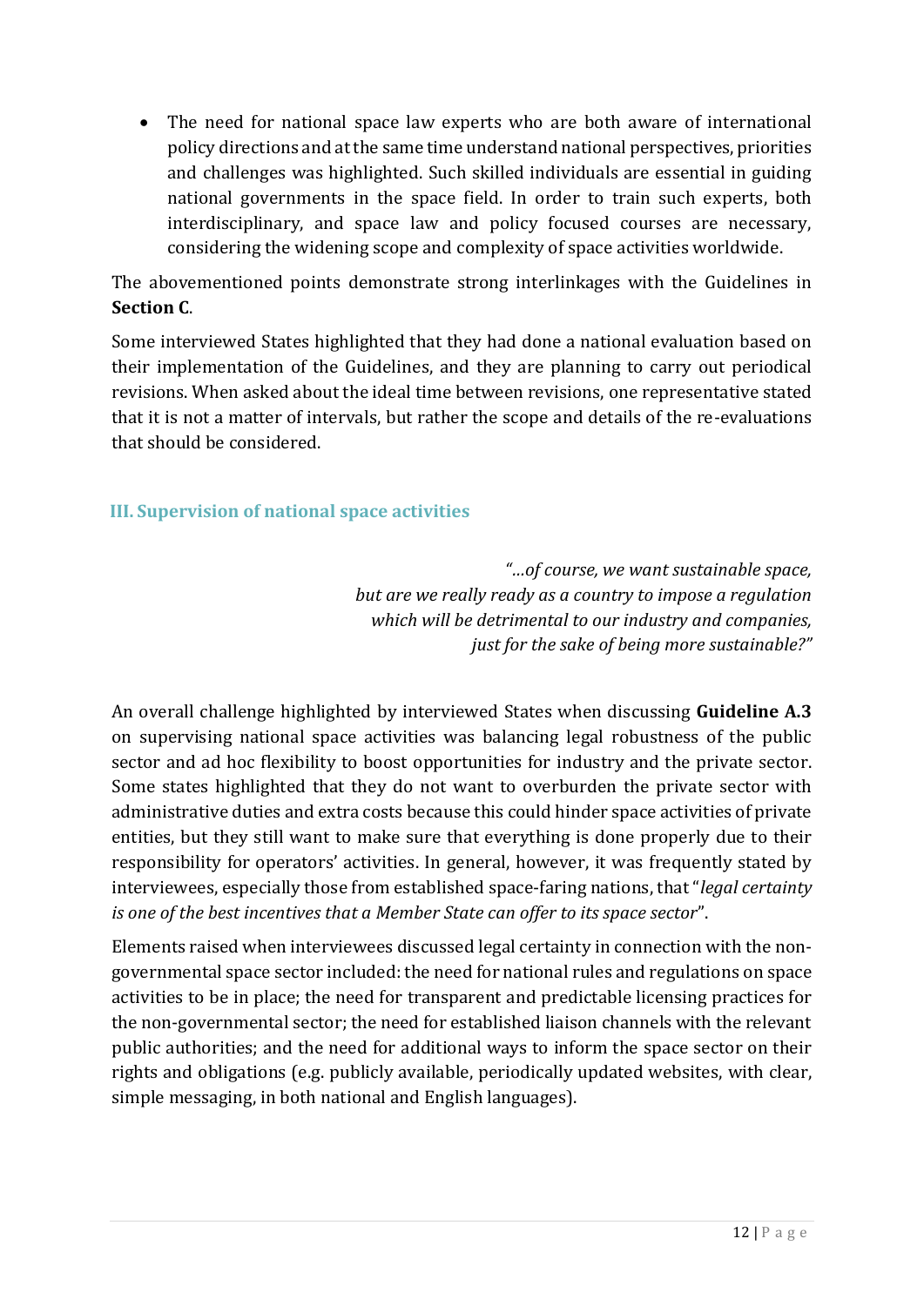- The need for national space law experts who are both aware of international policy directions and at the same time understand national perspectives, priorities and challenges was highlighted. Such skilled individuals are essential in guiding national governments in the space field. In order to train such experts, both interdisciplinary, and space law and policy focused courses are necessary, considering the widening scope and complexity of space activities worldwide.

The abovementioned points demonstrate strong interlinkages with the Guidelines in **Section C**.

Some interviewed States highlighted that they had done a national evaluation based on their implementation of the Guidelines, and they are planning to carry out periodical revisions. When asked about the ideal time between revisions, one representative stated that it is not a matter of intervals, but rather the scope and details of the re-evaluations that should be considered.

## III. Supervision of national space activities

> *"…of course, we want sustainable space, but are we really ready as a country to impose a regulation which will be detrimental to our industry and companies, just for the sake of being more sustainable?"*

An overall challenge highlighted by interviewed States when discussing **Guideline A.3** on supervising national space activities was balancing legal robustness of the public sector and ad hoc flexibility to boost opportunities for industry and the private sector. Some states highlighted that they do not want to overburden the private sector with administrative duties and extra costs because this could hinder space activities of private entities, but they still want to make sure that everything is done properly due to their responsibility for operators' activities. In general, however, it was frequently stated by interviewees, especially those from established space-faring nations, that "*legal certainty is one of the best incentives that a Member State can offer to its space sector*".

Elements raised when interviewees discussed legal certainty in connection with the non-governmental space sector included: the need for national rules and regulations on space activities to be in place; the need for transparent and predictable licensing practices for the non-governmental sector; the need for established liaison channels with the relevant public authorities; and the need for additional ways to inform the space sector on their rights and obligations (e.g. publicly available, periodically updated websites, with clear, simple messaging, in both national and English languages).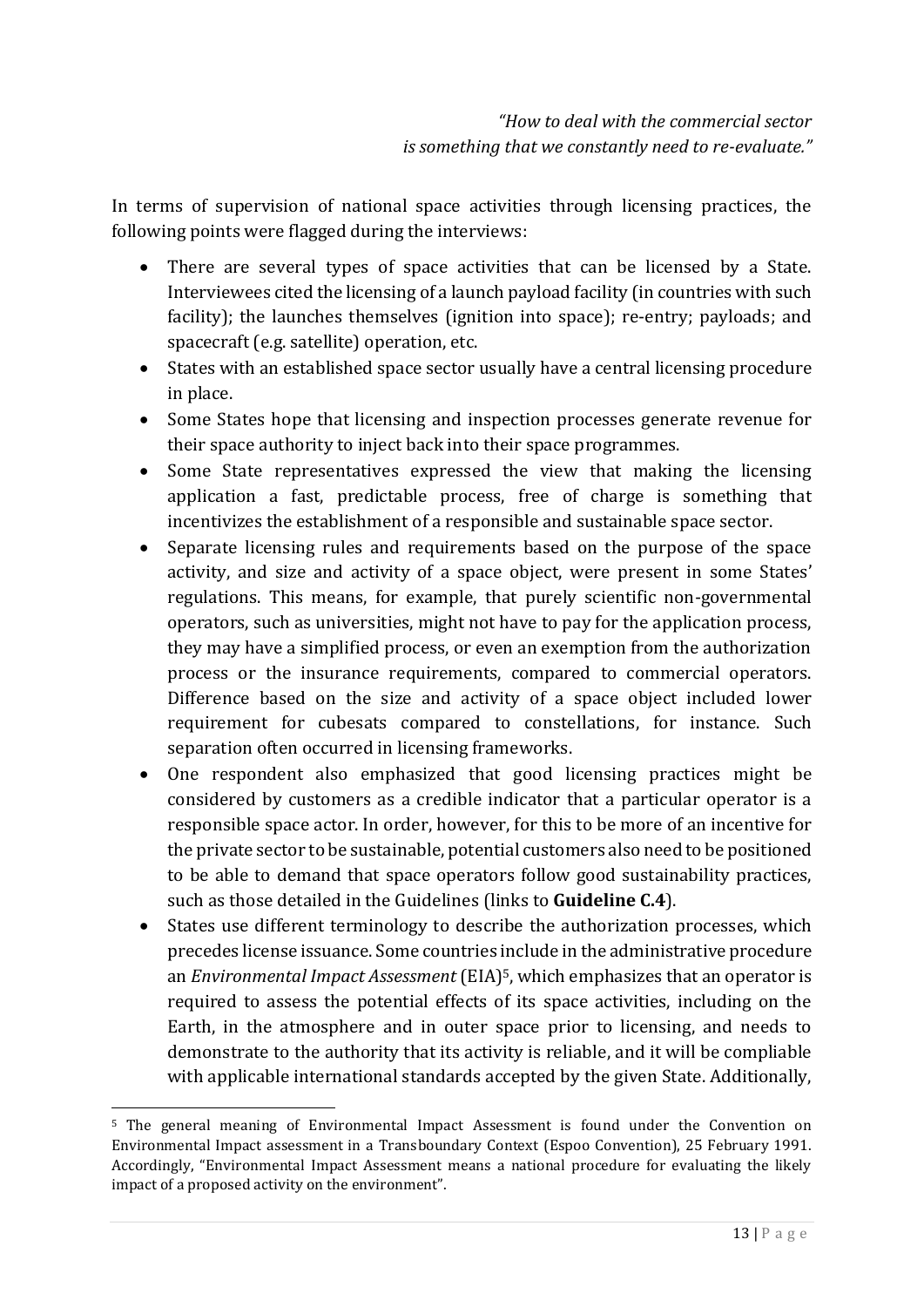*"How to deal with the commercial sector is something that we constantly need to re-evaluate."*

In terms of supervision of national space activities through licensing practices, the following points were flagged during the interviews:

- There are several types of space activities that can be licensed by a State. Interviewees cited the licensing of a launch payload facility (in countries with such facility); the launches themselves (ignition into space); re-entry; payloads; and spacecraft (e.g. satellite) operation, etc.
- States with an established space sector usually have a central licensing procedure in place.
- Some States hope that licensing and inspection processes generate revenue for their space authority to inject back into their space programmes.
- Some State representatives expressed the view that making the licensing application a fast, predictable process, free of charge is something that incentivizes the establishment of a responsible and sustainable space sector.
- Separate licensing rules and requirements based on the purpose of the space activity, and size and activity of a space object, were present in some States' regulations. This means, for example, that purely scientific non-governmental operators, such as universities, might not have to pay for the application process, they may have a simplified process, or even an exemption from the authorization process or the insurance requirements, compared to commercial operators. Difference based on the size and activity of a space object included lower requirement for cubesats compared to constellations, for instance. Such separation often occurred in licensing frameworks.
- One respondent also emphasized that good licensing practices might be considered by customers as a credible indicator that a particular operator is a responsible space actor. In order, however, for this to be more of an incentive for the private sector to be sustainable, potential customers also need to be positioned to be able to demand that space operators follow good sustainability practices, such as those detailed in the Guidelines (links to **Guideline C.4**).
- States use different terminology to describe the authorization processes, which precedes license issuance. Some countries include in the administrative procedure an *Environmental Impact Assessment* (EIA)[5], which emphasizes that an operator is required to assess the potential effects of its space activities, including on the Earth, in the atmosphere and in outer space prior to licensing, and needs to demonstrate to the authority that its activity is reliable, and it will be compliable with applicable international standards accepted by the given State. Additionally,

[5] The general meaning of Environmental Impact Assessment is found under the Convention on Environmental Impact assessment in a Transboundary Context (Espoo Convention), 25 February 1991. Accordingly, "Environmental Impact Assessment means a national procedure for evaluating the likely impact of a proposed activity on the environment".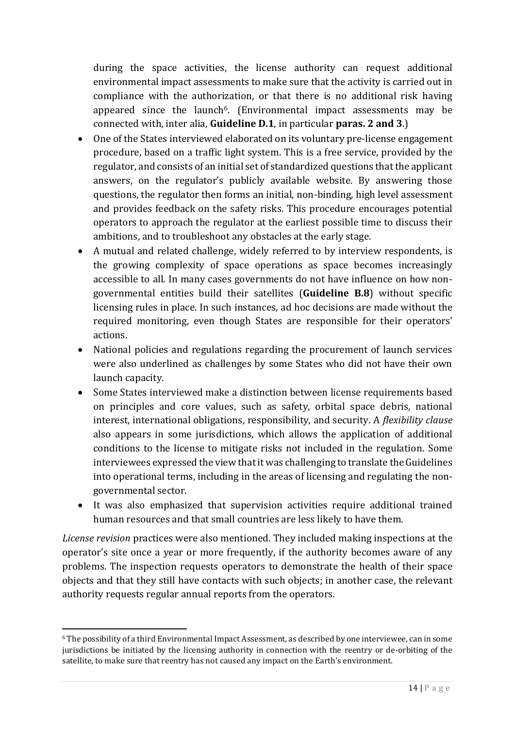during the space activities, the license authority can request additional environmental impact assessments to make sure that the activity is carried out in compliance with the authorization, or that there is no additional risk having appeared since the launch[6]. (Environmental impact assessments may be connected with, inter alia, **Guideline D.1**, in particular **paras. 2 and 3**.)

- One of the States interviewed elaborated on its voluntary pre-license engagement procedure, based on a traffic light system. This is a free service, provided by the regulator, and consists of an initial set of standardized questions that the applicant answers, on the regulator's publicly available website. By answering those questions, the regulator then forms an initial, non-binding, high level assessment and provides feedback on the safety risks. This procedure encourages potential operators to approach the regulator at the earliest possible time to discuss their ambitions, and to troubleshoot any obstacles at the early stage.
- A mutual and related challenge, widely referred to by interview respondents, is the growing complexity of space operations as space becomes increasingly accessible to all. In many cases governments do not have influence on how non-governmental entities build their satellites (**Guideline B.8**) without specific licensing rules in place. In such instances, ad hoc decisions are made without the required monitoring, even though States are responsible for their operators' actions.
- National policies and regulations regarding the procurement of launch services were also underlined as challenges by some States who did not have their own launch capacity.
- Some States interviewed make a distinction between license requirements based on principles and core values, such as safety, orbital space debris, national interest, international obligations, responsibility, and security. A *flexibility clause* also appears in some jurisdictions, which allows the application of additional conditions to the license to mitigate risks not included in the regulation. Some interviewees expressed the view that it was challenging to translate the Guidelines into operational terms, including in the areas of licensing and regulating the non-governmental sector.
- It was also emphasized that supervision activities require additional trained human resources and that small countries are less likely to have them.

*License revision* practices were also mentioned. They included making inspections at the operator's site once a year or more frequently, if the authority becomes aware of any problems. The inspection requests operators to demonstrate the health of their space objects and that they still have contacts with such objects; in another case, the relevant authority requests regular annual reports from the operators.

[6] The possibility of a third Environmental Impact Assessment, as described by one interviewee, can in some jurisdictions be initiated by the licensing authority in connection with the reentry or de-orbiting of the satellite, to make sure that reentry has not caused any impact on the Earth's environment.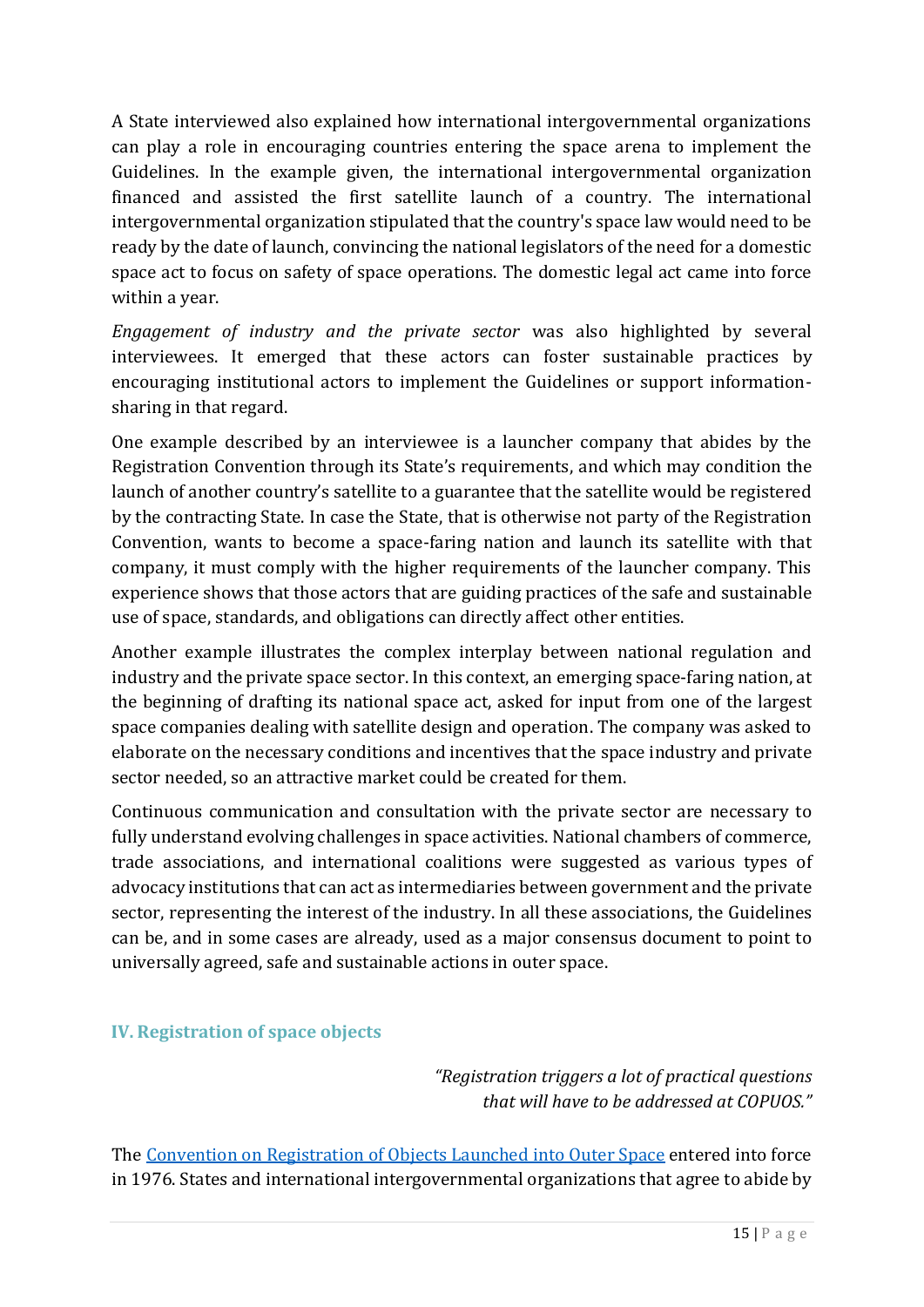A State interviewed also explained how international intergovernmental organizations can play a role in encouraging countries entering the space arena to implement the Guidelines. In the example given, the international intergovernmental organization financed and assisted the first satellite launch of a country. The international intergovernmental organization stipulated that the country's space law would need to be ready by the date of launch, convincing the national legislators of the need for a domestic space act to focus on safety of space operations. The domestic legal act came into force within a year.

*Engagement of industry and the private sector* was also highlighted by several interviewees. It emerged that these actors can foster sustainable practices by encouraging institutional actors to implement the Guidelines or support information-sharing in that regard.

One example described by an interviewee is a launcher company that abides by the Registration Convention through its State's requirements, and which may condition the launch of another country's satellite to a guarantee that the satellite would be registered by the contracting State. In case the State, that is otherwise not party of the Registration Convention, wants to become a space-faring nation and launch its satellite with that company, it must comply with the higher requirements of the launcher company. This experience shows that those actors that are guiding practices of the safe and sustainable use of space, standards, and obligations can directly affect other entities.

Another example illustrates the complex interplay between national regulation and industry and the private space sector. In this context, an emerging space-faring nation, at the beginning of drafting its national space act, asked for input from one of the largest space companies dealing with satellite design and operation. The company was asked to elaborate on the necessary conditions and incentives that the space industry and private sector needed, so an attractive market could be created for them.

Continuous communication and consultation with the private sector are necessary to fully understand evolving challenges in space activities. National chambers of commerce, trade associations, and international coalitions were suggested as various types of advocacy institutions that can act as intermediaries between government and the private sector, representing the interest of the industry. In all these associations, the Guidelines can be, and in some cases are already, used as a major consensus document to point to universally agreed, safe and sustainable actions in outer space.

## IV. Registration of space objects

*"Registration triggers a lot of practical questions that will have to be addressed at COPUOS."*

The Convention on Registration of Objects Launched into Outer Space entered into force in 1976. States and international intergovernmental organizations that agree to abide by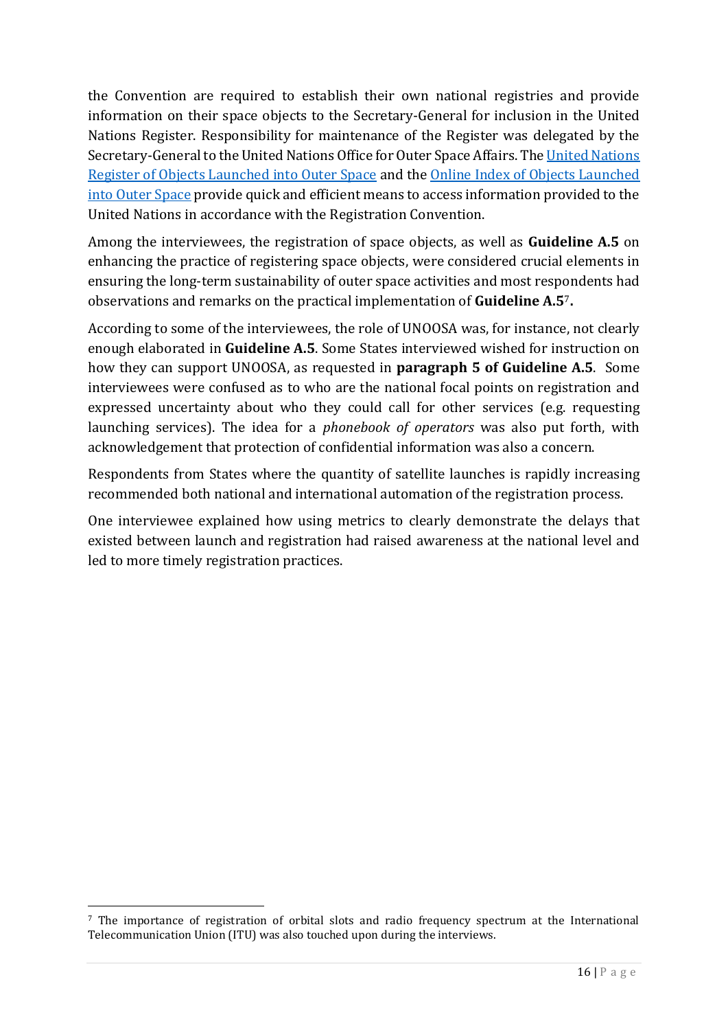the Convention are required to establish their own national registries and provide information on their space objects to the Secretary-General for inclusion in the United Nations Register. Responsibility for maintenance of the Register was delegated by the Secretary-General to the United Nations Office for Outer Space Affairs. The United Nations Register of Objects Launched into Outer Space and the Online Index of Objects Launched into Outer Space provide quick and efficient means to access information provided to the United Nations in accordance with the Registration Convention.

Among the interviewees, the registration of space objects, as well as **Guideline A.5** on enhancing the practice of registering space objects, were considered crucial elements in ensuring the long-term sustainability of outer space activities and most respondents had observations and remarks on the practical implementation of **Guideline A.5**[7].

According to some of the interviewees, the role of UNOOSA was, for instance, not clearly enough elaborated in **Guideline A.5**. Some States interviewed wished for instruction on how they can support UNOOSA, as requested in **paragraph 5 of Guideline A.5**. Some interviewees were confused as to who are the national focal points on registration and expressed uncertainty about who they could call for other services (e.g. requesting launching services). The idea for a *phonebook of operators* was also put forth, with acknowledgement that protection of confidential information was also a concern.

Respondents from States where the quantity of satellite launches is rapidly increasing recommended both national and international automation of the registration process.

One interviewee explained how using metrics to clearly demonstrate the delays that existed between launch and registration had raised awareness at the national level and led to more timely registration practices.

[7] The importance of registration of orbital slots and radio frequency spectrum at the International Telecommunication Union (ITU) was also touched upon during the interviews.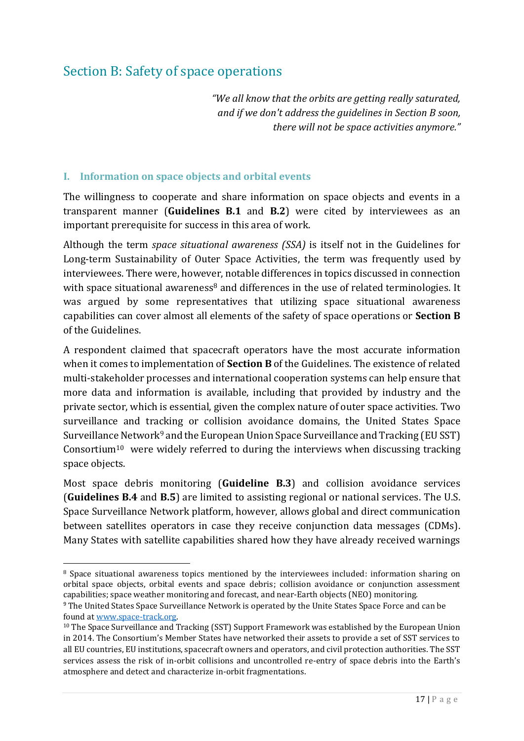## Section B: Safety of space operations

> *"We all know that the orbits are getting really saturated, and if we don't address the guidelines in Section B soon, there will not be space activities anymore."*

### I. Information on space objects and orbital events

The willingness to cooperate and share information on space objects and events in a transparent manner (**Guidelines B.1** and **B.2**) were cited by interviewees as an important prerequisite for success in this area of work.

Although the term *space situational awareness (SSA)* is itself not in the Guidelines for Long-term Sustainability of Outer Space Activities, the term was frequently used by interviewees. There were, however, notable differences in topics discussed in connection with space situational awareness[8] and differences in the use of related terminologies. It was argued by some representatives that utilizing space situational awareness capabilities can cover almost all elements of the safety of space operations or **Section B** of the Guidelines.

A respondent claimed that spacecraft operators have the most accurate information when it comes to implementation of **Section B** of the Guidelines. The existence of related multi-stakeholder processes and international cooperation systems can help ensure that more data and information is available, including that provided by industry and the private sector, which is essential, given the complex nature of outer space activities. Two surveillance and tracking or collision avoidance domains, the United States Space Surveillance Network[9] and the European Union Space Surveillance and Tracking (EU SST) Consortium[10] were widely referred to during the interviews when discussing tracking space objects.

Most space debris monitoring (**Guideline B.3**) and collision avoidance services (**Guidelines B.4** and **B.5**) are limited to assisting regional or national services. The U.S. Space Surveillance Network platform, however, allows global and direct communication between satellites operators in case they receive conjunction data messages (CDMs). Many States with satellite capabilities shared how they have already received warnings

---

[8] Space situational awareness topics mentioned by the interviewees included: information sharing on orbital space objects, orbital events and space debris; collision avoidance or conjunction assessment capabilities; space weather monitoring and forecast, and near-Earth objects (NEO) monitoring.

[9] The United States Space Surveillance Network is operated by the Unite States Space Force and can be found at [www.space-track.org](http://www.space-track.org).

[10] The Space Surveillance and Tracking (SST) Support Framework was established by the European Union in 2014. The Consortium's Member States have networked their assets to provide a set of SST services to all EU countries, EU institutions, spacecraft owners and operators, and civil protection authorities. The SST services assess the risk of in-orbit collisions and uncontrolled re-entry of space debris into the Earth's atmosphere and detect and characterize in-orbit fragmentations.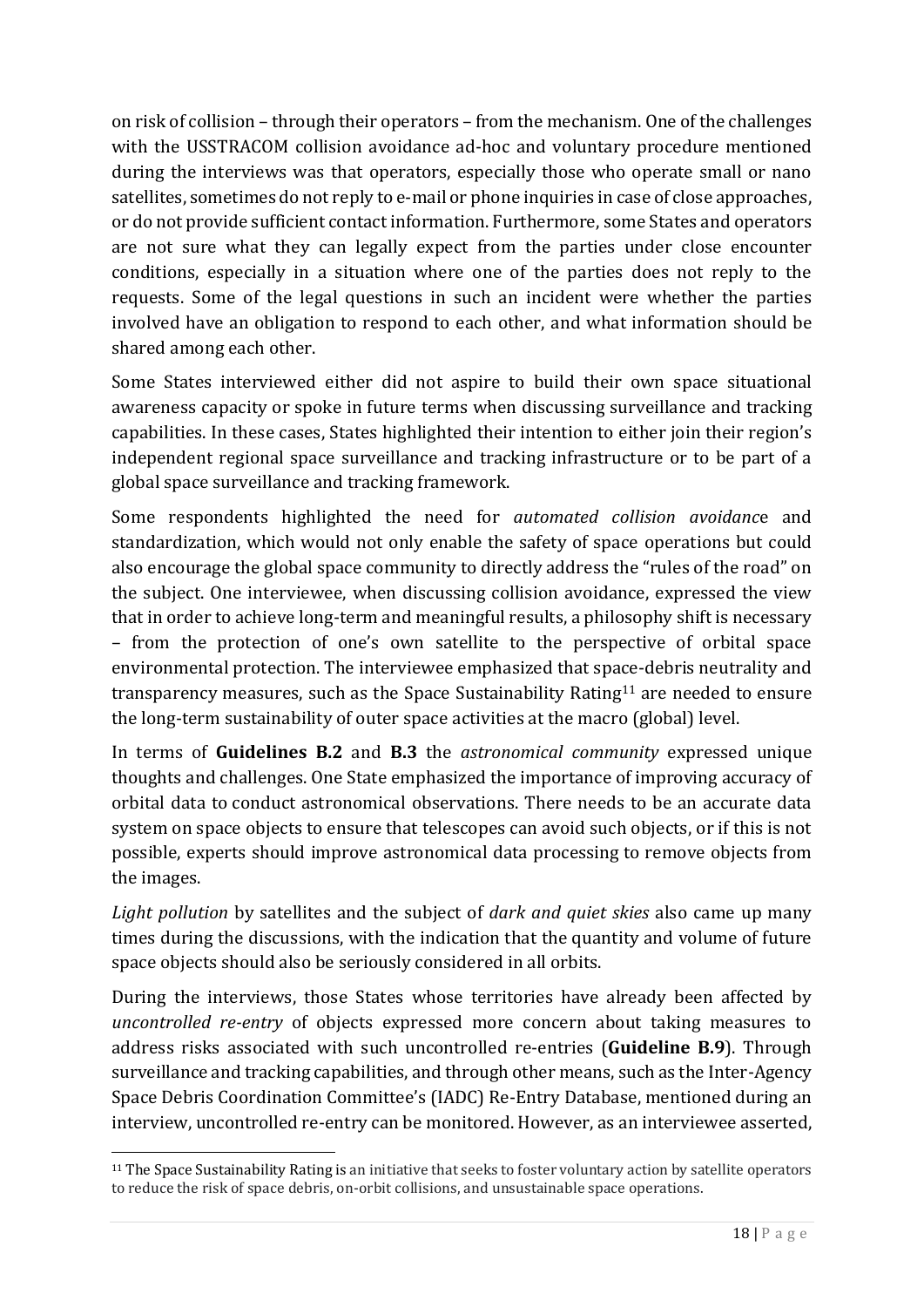on risk of collision – through their operators – from the mechanism. One of the challenges with the USSTRACOM collision avoidance ad-hoc and voluntary procedure mentioned during the interviews was that operators, especially those who operate small or nano satellites, sometimes do not reply to e-mail or phone inquiries in case of close approaches, or do not provide sufficient contact information. Furthermore, some States and operators are not sure what they can legally expect from the parties under close encounter conditions, especially in a situation where one of the parties does not reply to the requests. Some of the legal questions in such an incident were whether the parties involved have an obligation to respond to each other, and what information should be shared among each other.

Some States interviewed either did not aspire to build their own space situational awareness capacity or spoke in future terms when discussing surveillance and tracking capabilities. In these cases, States highlighted their intention to either join their region's independent regional space surveillance and tracking infrastructure or to be part of a global space surveillance and tracking framework.

Some respondents highlighted the need for *automated collision avoidanc*e and standardization, which would not only enable the safety of space operations but could also encourage the global space community to directly address the "rules of the road" on the subject. One interviewee, when discussing collision avoidance, expressed the view that in order to achieve long-term and meaningful results, a philosophy shift is necessary – from the protection of one's own satellite to the perspective of orbital space environmental protection. The interviewee emphasized that space-debris neutrality and transparency measures, such as the Space Sustainability Rating[11] are needed to ensure the long-term sustainability of outer space activities at the macro (global) level.

In terms of **Guidelines B.2** and **B.3** the *astronomical community* expressed unique thoughts and challenges. One State emphasized the importance of improving accuracy of orbital data to conduct astronomical observations. There needs to be an accurate data system on space objects to ensure that telescopes can avoid such objects, or if this is not possible, experts should improve astronomical data processing to remove objects from the images.

*Light pollution* by satellites and the subject of *dark and quiet skies* also came up many times during the discussions, with the indication that the quantity and volume of future space objects should also be seriously considered in all orbits.

During the interviews, those States whose territories have already been affected by *uncontrolled re-entry* of objects expressed more concern about taking measures to address risks associated with such uncontrolled re-entries (**Guideline B.9**). Through surveillance and tracking capabilities, and through other means, such as the Inter-Agency Space Debris Coordination Committee's (IADC) Re-Entry Database, mentioned during an interview, uncontrolled re-entry can be monitored. However, as an interviewee asserted,

[11] The Space Sustainability Rating is an initiative that seeks to foster voluntary action by satellite operators to reduce the risk of space debris, on-orbit collisions, and unsustainable space operations.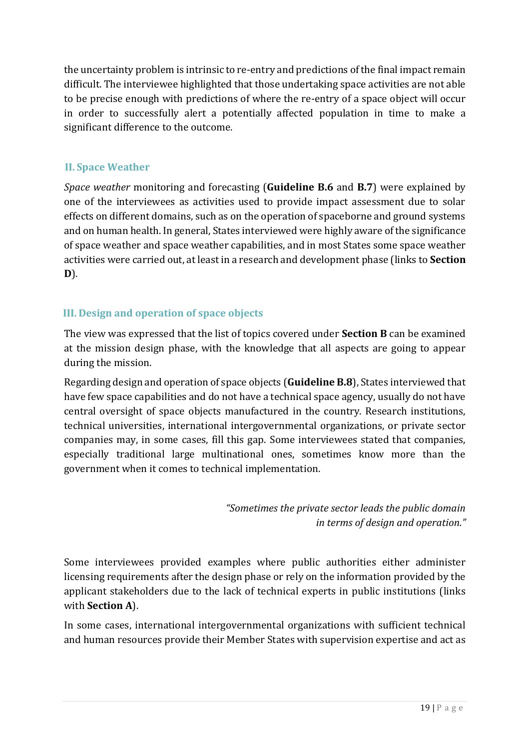the uncertainty problem is intrinsic to re-entry and predictions of the final impact remain difficult. The interviewee highlighted that those undertaking space activities are not able to be precise enough with predictions of where the re-entry of a space object will occur in order to successfully alert a potentially affected population in time to make a significant difference to the outcome.

## II. Space Weather

*Space weather* monitoring and forecasting (**Guideline B.6** and **B.7**) were explained by one of the interviewees as activities used to provide impact assessment due to solar effects on different domains, such as on the operation of spaceborne and ground systems and on human health. In general, States interviewed were highly aware of the significance of space weather and space weather capabilities, and in most States some space weather activities were carried out, at least in a research and development phase (links to **Section D**).

## III. Design and operation of space objects

The view was expressed that the list of topics covered under **Section B** can be examined at the mission design phase, with the knowledge that all aspects are going to appear during the mission.

Regarding design and operation of space objects (**Guideline B.8**), States interviewed that have few space capabilities and do not have a technical space agency, usually do not have central oversight of space objects manufactured in the country. Research institutions, technical universities, international intergovernmental organizations, or private sector companies may, in some cases, fill this gap. Some interviewees stated that companies, especially traditional large multinational ones, sometimes know more than the government when it comes to technical implementation.

> *"Sometimes the private sector leads the public domain in terms of design and operation."*

Some interviewees provided examples where public authorities either administer licensing requirements after the design phase or rely on the information provided by the applicant stakeholders due to the lack of technical experts in public institutions (links with **Section A**).

In some cases, international intergovernmental organizations with sufficient technical and human resources provide their Member States with supervision expertise and act as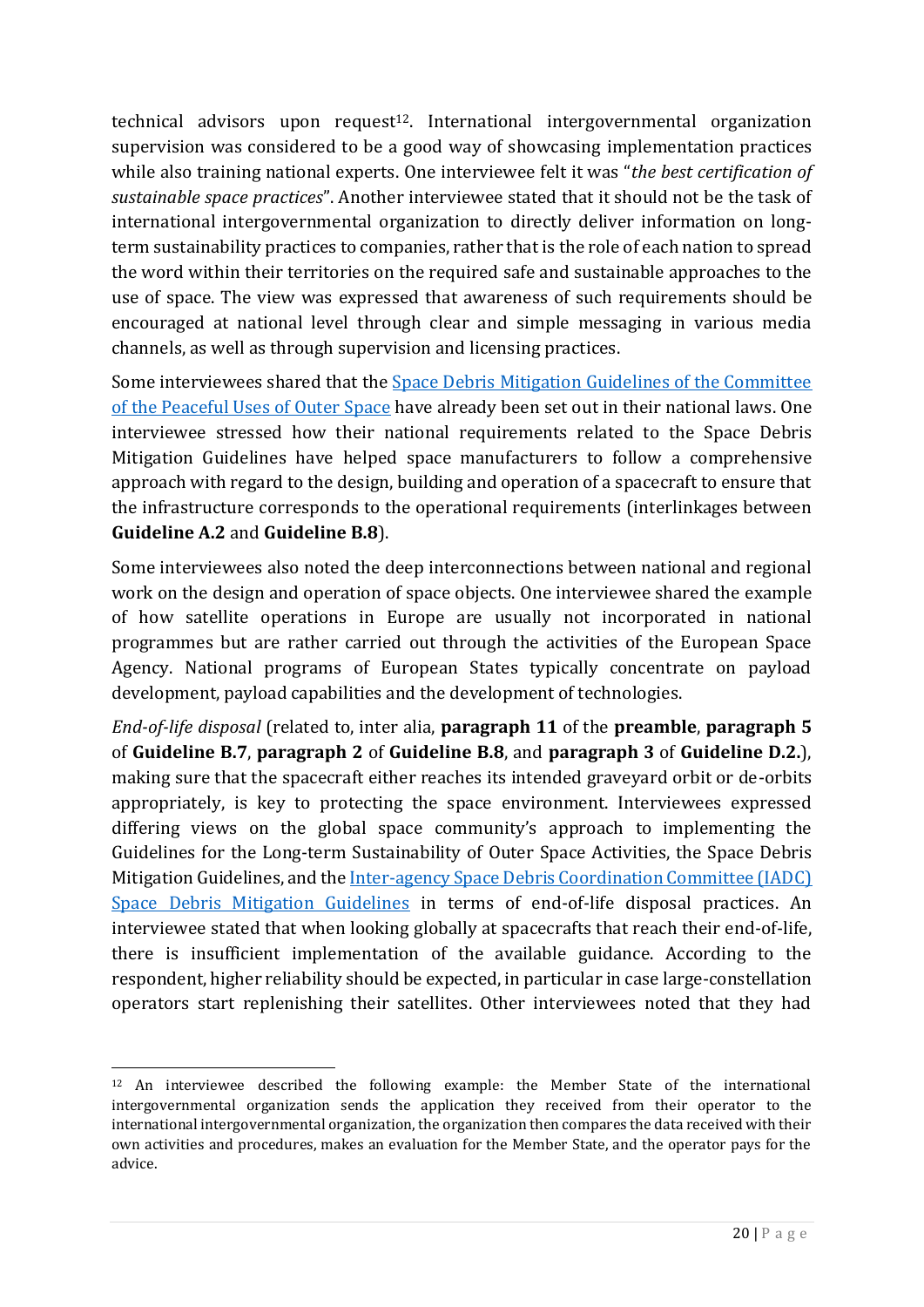technical advisors upon request[12]. International intergovernmental organization supervision was considered to be a good way of showcasing implementation practices while also training national experts. One interviewee felt it was "*the best certification of sustainable space practices*". Another interviewee stated that it should not be the task of international intergovernmental organization to directly deliver information on long-term sustainability practices to companies, rather that is the role of each nation to spread the word within their territories on the required safe and sustainable approaches to the use of space. The view was expressed that awareness of such requirements should be encouraged at national level through clear and simple messaging in various media channels, as well as through supervision and licensing practices.

Some interviewees shared that the [Space Debris Mitigation Guidelines of the Committee of the Peaceful Uses of Outer Space] have already been set out in their national laws. One interviewee stressed how their national requirements related to the Space Debris Mitigation Guidelines have helped space manufacturers to follow a comprehensive approach with regard to the design, building and operation of a spacecraft to ensure that the infrastructure corresponds to the operational requirements (interlinkages between **Guideline A.2** and **Guideline B.8**).

Some interviewees also noted the deep interconnections between national and regional work on the design and operation of space objects. One interviewee shared the example of how satellite operations in Europe are usually not incorporated in national programmes but are rather carried out through the activities of the European Space Agency. National programs of European States typically concentrate on payload development, payload capabilities and the development of technologies.

*End-of-life disposal* (related to, inter alia, **paragraph 11** of the **preamble**, **paragraph 5** of **Guideline B.7**, **paragraph 2** of **Guideline B.8**, and **paragraph 3** of **Guideline D.2.**), making sure that the spacecraft either reaches its intended graveyard orbit or de-orbits appropriately, is key to protecting the space environment. Interviewees expressed differing views on the global space community's approach to implementing the Guidelines for the Long-term Sustainability of Outer Space Activities, the Space Debris Mitigation Guidelines, and the [Inter-agency Space Debris Coordination Committee (IADC) Space Debris Mitigation Guidelines] in terms of end-of-life disposal practices. An interviewee stated that when looking globally at spacecrafts that reach their end-of-life, there is insufficient implementation of the available guidance. According to the respondent, higher reliability should be expected, in particular in case large-constellation operators start replenishing their satellites. Other interviewees noted that they had

[12] An interviewee described the following example: the Member State of the international intergovernmental organization sends the application they received from their operator to the international intergovernmental organization, the organization then compares the data received with their own activities and procedures, makes an evaluation for the Member State, and the operator pays for the advice.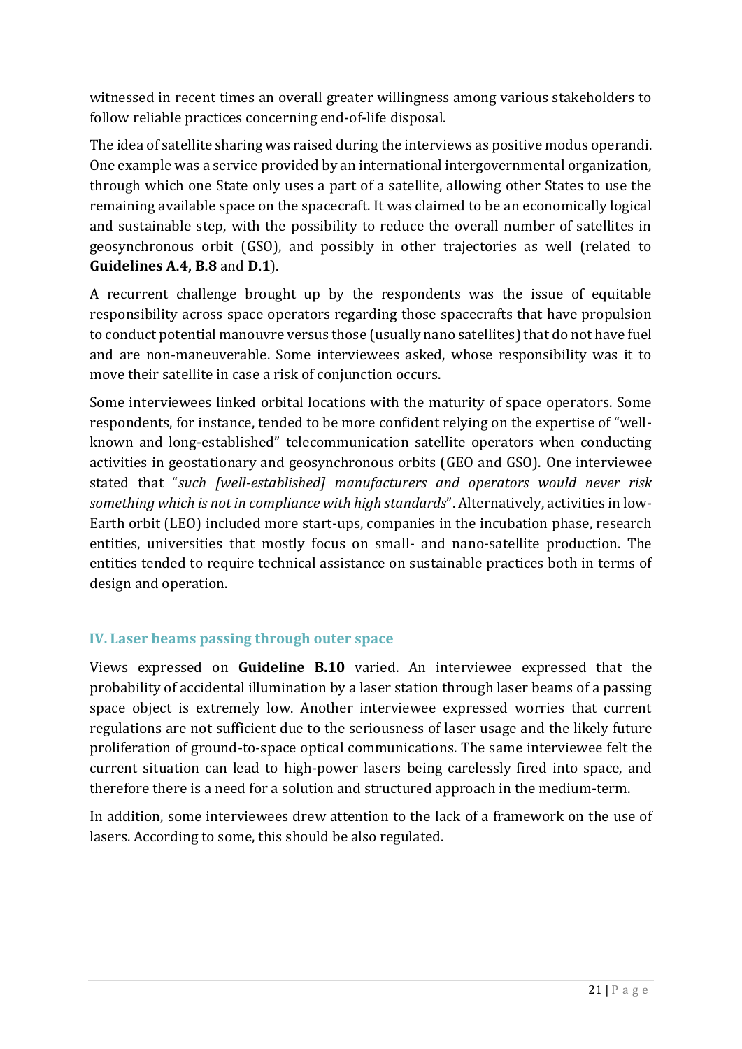witnessed in recent times an overall greater willingness among various stakeholders to follow reliable practices concerning end-of-life disposal.

The idea of satellite sharing was raised during the interviews as positive modus operandi. One example was a service provided by an international intergovernmental organization, through which one State only uses a part of a satellite, allowing other States to use the remaining available space on the spacecraft. It was claimed to be an economically logical and sustainable step, with the possibility to reduce the overall number of satellites in geosynchronous orbit (GSO), and possibly in other trajectories as well (related to **Guidelines A.4, B.8** and **D.1**).

A recurrent challenge brought up by the respondents was the issue of equitable responsibility across space operators regarding those spacecrafts that have propulsion to conduct potential manouvre versus those (usually nano satellites) that do not have fuel and are non-maneuverable. Some interviewees asked, whose responsibility was it to move their satellite in case a risk of conjunction occurs.

Some interviewees linked orbital locations with the maturity of space operators. Some respondents, for instance, tended to be more confident relying on the expertise of "well-known and long-established" telecommunication satellite operators when conducting activities in geostationary and geosynchronous orbits (GEO and GSO). One interviewee stated that "*such [well-established] manufacturers and operators would never risk something which is not in compliance with high standards*". Alternatively, activities in low-Earth orbit (LEO) included more start-ups, companies in the incubation phase, research entities, universities that mostly focus on small- and nano-satellite production. The entities tended to require technical assistance on sustainable practices both in terms of design and operation.

## IV. Laser beams passing through outer space

Views expressed on **Guideline B.10** varied. An interviewee expressed that the probability of accidental illumination by a laser station through laser beams of a passing space object is extremely low. Another interviewee expressed worries that current regulations are not sufficient due to the seriousness of laser usage and the likely future proliferation of ground-to-space optical communications. The same interviewee felt the current situation can lead to high-power lasers being carelessly fired into space, and therefore there is a need for a solution and structured approach in the medium-term.

In addition, some interviewees drew attention to the lack of a framework on the use of lasers. According to some, this should be also regulated.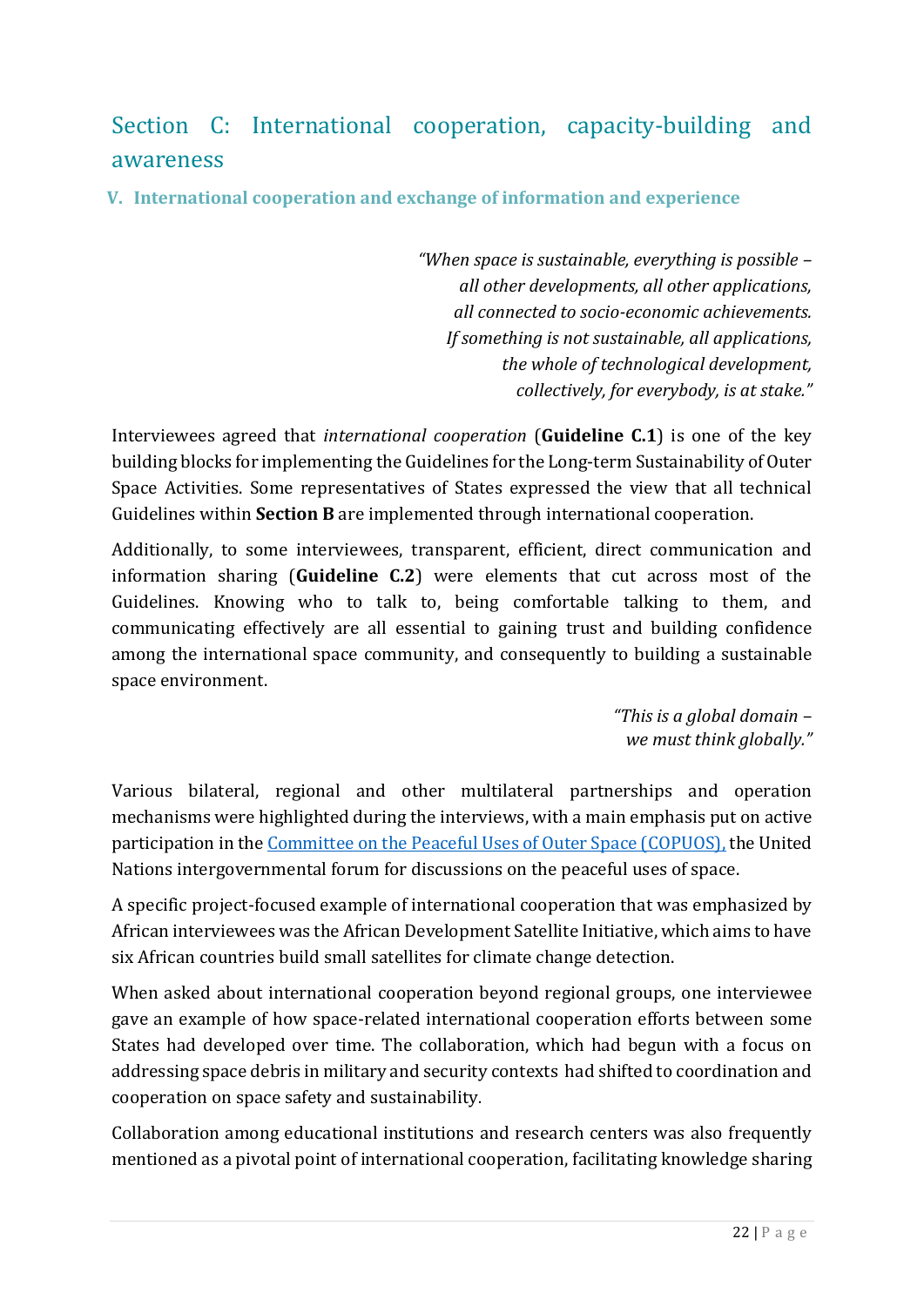## Section C: International cooperation, capacity-building and awareness

### V. International cooperation and exchange of information and experience

> *"When space is sustainable, everything is possible –*
> *all other developments, all other applications,*
> *all connected to socio-economic achievements.*
> *If something is not sustainable, all applications,*
> *the whole of technological development,*
> *collectively, for everybody, is at stake."*

Interviewees agreed that *international cooperation* (**Guideline C.1**) is one of the key building blocks for implementing the Guidelines for the Long-term Sustainability of Outer Space Activities. Some representatives of States expressed the view that all technical Guidelines within **Section B** are implemented through international cooperation.

Additionally, to some interviewees, transparent, efficient, direct communication and information sharing (**Guideline C.2**) were elements that cut across most of the Guidelines. Knowing who to talk to, being comfortable talking to them, and communicating effectively are all essential to gaining trust and building confidence among the international space community, and consequently to building a sustainable space environment.

> *"This is a global domain –*
> *we must think globally."*

Various bilateral, regional and other multilateral partnerships and operation mechanisms were highlighted during the interviews, with a main emphasis put on active participation in the Committee on the Peaceful Uses of Outer Space (COPUOS), the United Nations intergovernmental forum for discussions on the peaceful uses of space.

A specific project-focused example of international cooperation that was emphasized by African interviewees was the African Development Satellite Initiative, which aims to have six African countries build small satellites for climate change detection.

When asked about international cooperation beyond regional groups, one interviewee gave an example of how space-related international cooperation efforts between some States had developed over time. The collaboration, which had begun with a focus on addressing space debris in military and security contexts had shifted to coordination and cooperation on space safety and sustainability.

Collaboration among educational institutions and research centers was also frequently mentioned as a pivotal point of international cooperation, facilitating knowledge sharing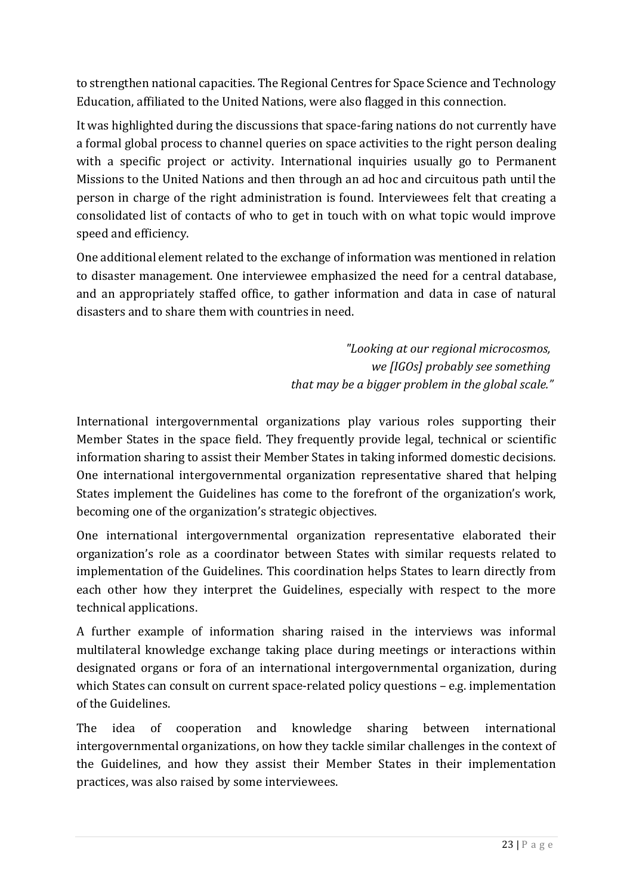to strengthen national capacities. The Regional Centres for Space Science and Technology Education, affiliated to the United Nations, were also flagged in this connection.

It was highlighted during the discussions that space-faring nations do not currently have a formal global process to channel queries on space activities to the right person dealing with a specific project or activity. International inquiries usually go to Permanent Missions to the United Nations and then through an ad hoc and circuitous path until the person in charge of the right administration is found. Interviewees felt that creating a consolidated list of contacts of who to get in touch with on what topic would improve speed and efficiency.

One additional element related to the exchange of information was mentioned in relation to disaster management. One interviewee emphasized the need for a central database, and an appropriately staffed office, to gather information and data in case of natural disasters and to share them with countries in need.

> *"Looking at our regional microcosmos, we [IGOs] probably see something that may be a bigger problem in the global scale."*

International intergovernmental organizations play various roles supporting their Member States in the space field. They frequently provide legal, technical or scientific information sharing to assist their Member States in taking informed domestic decisions. One international intergovernmental organization representative shared that helping States implement the Guidelines has come to the forefront of the organization's work, becoming one of the organization's strategic objectives.

One international intergovernmental organization representative elaborated their organization's role as a coordinator between States with similar requests related to implementation of the Guidelines. This coordination helps States to learn directly from each other how they interpret the Guidelines, especially with respect to the more technical applications.

A further example of information sharing raised in the interviews was informal multilateral knowledge exchange taking place during meetings or interactions within designated organs or fora of an international intergovernmental organization, during which States can consult on current space-related policy questions – e.g. implementation of the Guidelines.

The idea of cooperation and knowledge sharing between international intergovernmental organizations, on how they tackle similar challenges in the context of the Guidelines, and how they assist their Member States in their implementation practices, was also raised by some interviewees.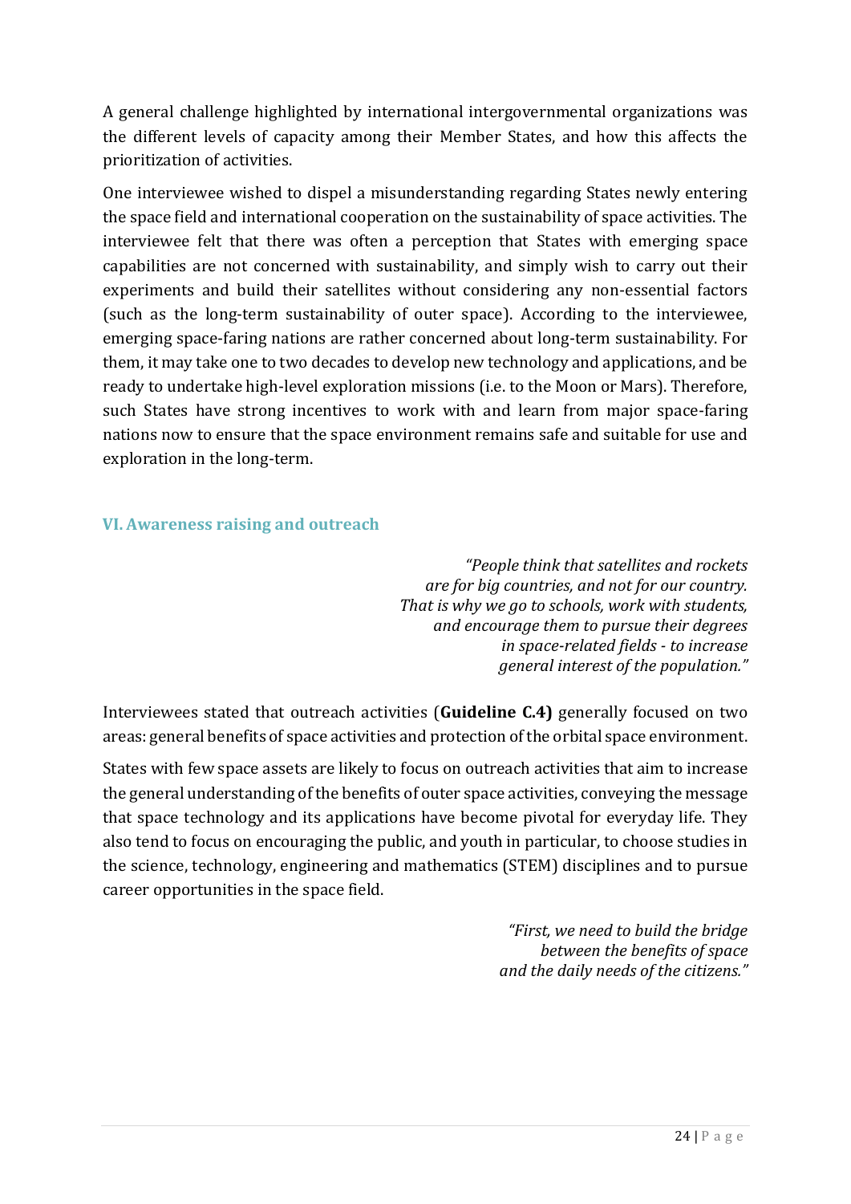A general challenge highlighted by international intergovernmental organizations was the different levels of capacity among their Member States, and how this affects the prioritization of activities.

One interviewee wished to dispel a misunderstanding regarding States newly entering the space field and international cooperation on the sustainability of space activities. The interviewee felt that there was often a perception that States with emerging space capabilities are not concerned with sustainability, and simply wish to carry out their experiments and build their satellites without considering any non-essential factors (such as the long-term sustainability of outer space). According to the interviewee, emerging space-faring nations are rather concerned about long-term sustainability. For them, it may take one to two decades to develop new technology and applications, and be ready to undertake high-level exploration missions (i.e. to the Moon or Mars). Therefore, such States have strong incentives to work with and learn from major space-faring nations now to ensure that the space environment remains safe and suitable for use and exploration in the long-term.

## VI. Awareness raising and outreach

> *"People think that satellites and rockets are for big countries, and not for our country. That is why we go to schools, work with students, and encourage them to pursue their degrees in space-related fields - to increase general interest of the population."*

Interviewees stated that outreach activities (**Guideline C.4)** generally focused on two areas: general benefits of space activities and protection of the orbital space environment.

States with few space assets are likely to focus on outreach activities that aim to increase the general understanding of the benefits of outer space activities, conveying the message that space technology and its applications have become pivotal for everyday life. They also tend to focus on encouraging the public, and youth in particular, to choose studies in the science, technology, engineering and mathematics (STEM) disciplines and to pursue career opportunities in the space field.

> *"First, we need to build the bridge between the benefits of space and the daily needs of the citizens."*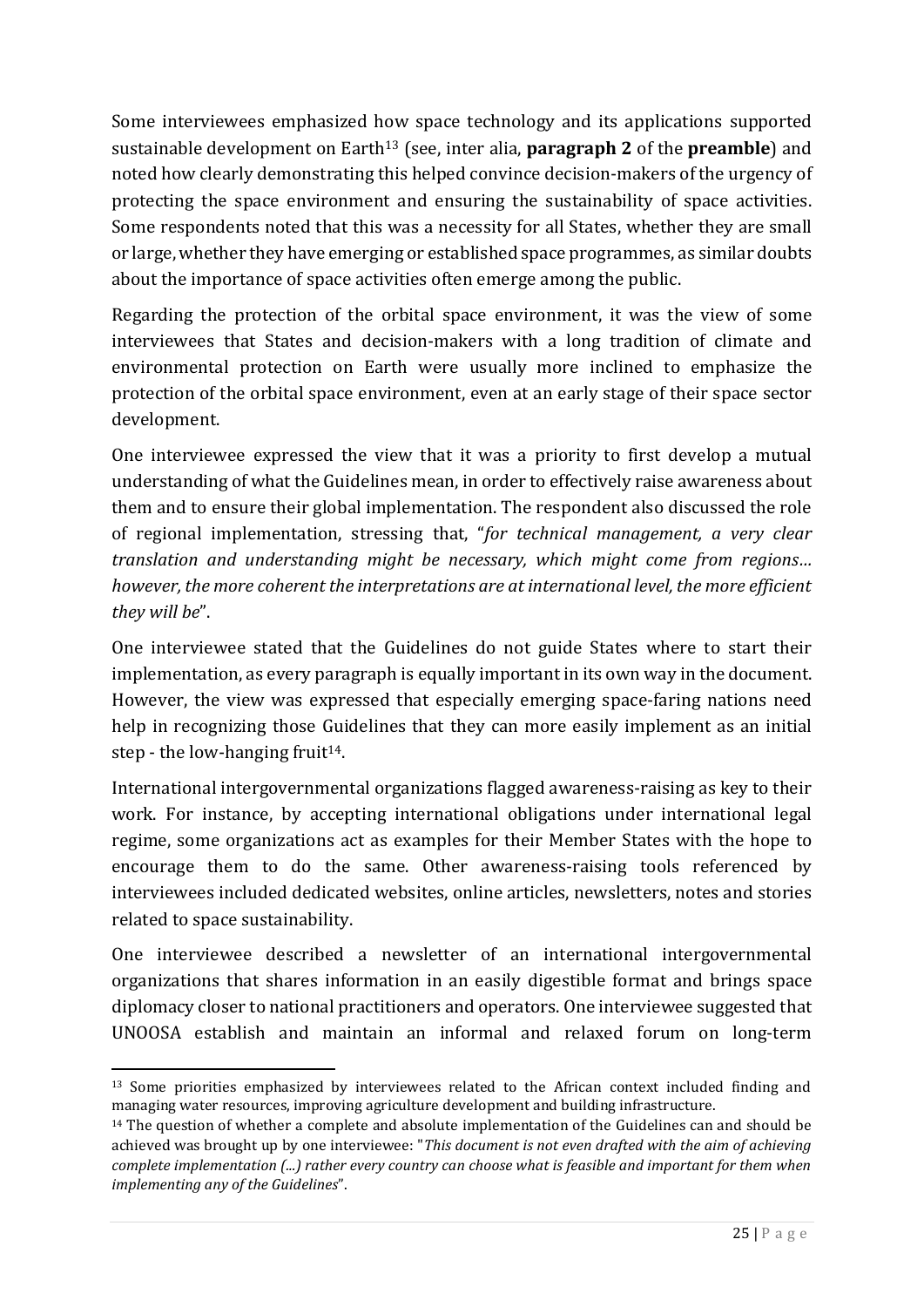Some interviewees emphasized how space technology and its applications supported sustainable development on Earth[13] (see, inter alia, **paragraph 2** of the **preamble**) and noted how clearly demonstrating this helped convince decision-makers of the urgency of protecting the space environment and ensuring the sustainability of space activities. Some respondents noted that this was a necessity for all States, whether they are small or large, whether they have emerging or established space programmes, as similar doubts about the importance of space activities often emerge among the public.

Regarding the protection of the orbital space environment, it was the view of some interviewees that States and decision-makers with a long tradition of climate and environmental protection on Earth were usually more inclined to emphasize the protection of the orbital space environment, even at an early stage of their space sector development.

One interviewee expressed the view that it was a priority to first develop a mutual understanding of what the Guidelines mean, in order to effectively raise awareness about them and to ensure their global implementation. The respondent also discussed the role of regional implementation, stressing that, "*for technical management, a very clear translation and understanding might be necessary, which might come from regions… however, the more coherent the interpretations are at international level, the more efficient they will be*".

One interviewee stated that the Guidelines do not guide States where to start their implementation, as every paragraph is equally important in its own way in the document. However, the view was expressed that especially emerging space-faring nations need help in recognizing those Guidelines that they can more easily implement as an initial step - the low-hanging fruit[14].

International intergovernmental organizations flagged awareness-raising as key to their work. For instance, by accepting international obligations under international legal regime, some organizations act as examples for their Member States with the hope to encourage them to do the same. Other awareness-raising tools referenced by interviewees included dedicated websites, online articles, newsletters, notes and stories related to space sustainability.

One interviewee described a newsletter of an international intergovernmental organizations that shares information in an easily digestible format and brings space diplomacy closer to national practitioners and operators. One interviewee suggested that UNOOSA establish and maintain an informal and relaxed forum on long-term

---

[13] Some priorities emphasized by interviewees related to the African context included finding and managing water resources, improving agriculture development and building infrastructure.

[14] The question of whether a complete and absolute implementation of the Guidelines can and should be achieved was brought up by one interviewee: "*This document is not even drafted with the aim of achieving complete implementation (...) rather every country can choose what is feasible and important for them when implementing any of the Guidelines*".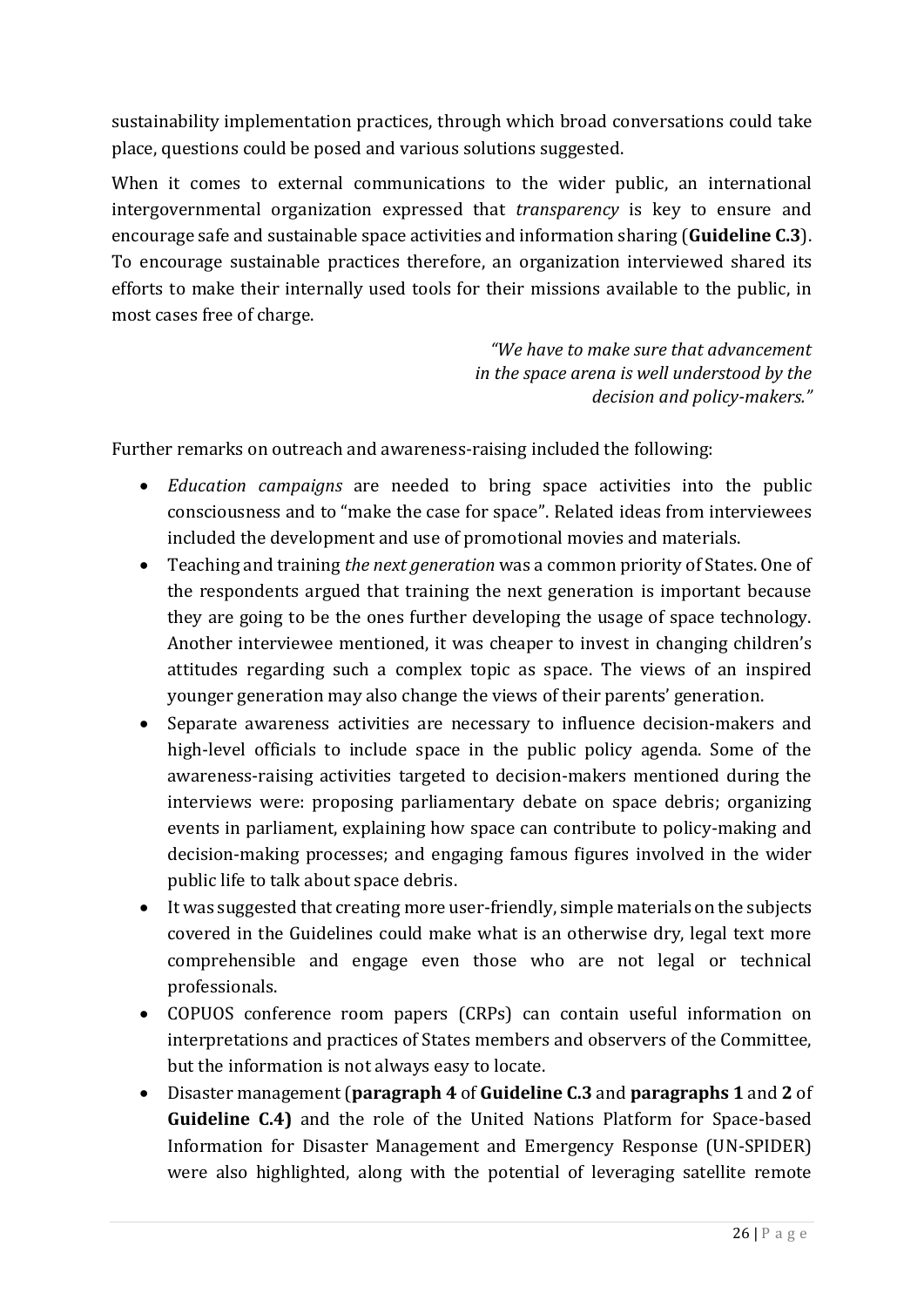sustainability implementation practices, through which broad conversations could take place, questions could be posed and various solutions suggested.

When it comes to external communications to the wider public, an international intergovernmental organization expressed that *transparency* is key to ensure and encourage safe and sustainable space activities and information sharing (**Guideline C.3**). To encourage sustainable practices therefore, an organization interviewed shared its efforts to make their internally used tools for their missions available to the public, in most cases free of charge.

> *"We have to make sure that advancement in the space arena is well understood by the decision and policy-makers."*

Further remarks on outreach and awareness-raising included the following:

- *Education campaigns* are needed to bring space activities into the public consciousness and to "make the case for space". Related ideas from interviewees included the development and use of promotional movies and materials.
- Teaching and training *the next generation* was a common priority of States. One of the respondents argued that training the next generation is important because they are going to be the ones further developing the usage of space technology. Another interviewee mentioned, it was cheaper to invest in changing children's attitudes regarding such a complex topic as space. The views of an inspired younger generation may also change the views of their parents' generation.
- Separate awareness activities are necessary to influence decision-makers and high-level officials to include space in the public policy agenda. Some of the awareness-raising activities targeted to decision-makers mentioned during the interviews were: proposing parliamentary debate on space debris; organizing events in parliament, explaining how space can contribute to policy-making and decision-making processes; and engaging famous figures involved in the wider public life to talk about space debris.
- It was suggested that creating more user-friendly, simple materials on the subjects covered in the Guidelines could make what is an otherwise dry, legal text more comprehensible and engage even those who are not legal or technical professionals.
- COPUOS conference room papers (CRPs) can contain useful information on interpretations and practices of States members and observers of the Committee, but the information is not always easy to locate.
- Disaster management (**paragraph 4** of **Guideline C.3** and **paragraphs 1** and **2** of **Guideline C.4)** and the role of the United Nations Platform for Space-based Information for Disaster Management and Emergency Response (UN-SPIDER) were also highlighted, along with the potential of leveraging satellite remote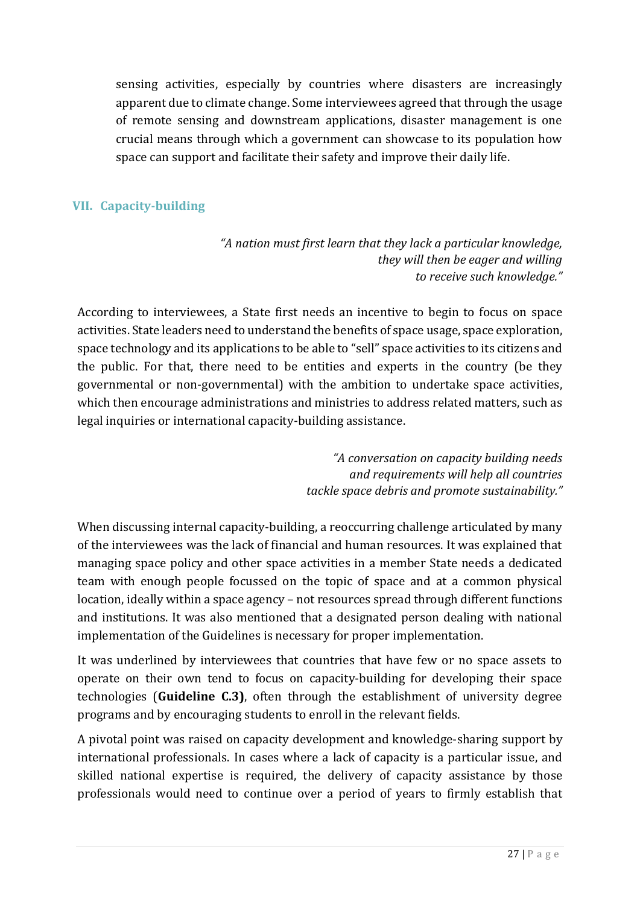sensing activities, especially by countries where disasters are increasingly apparent due to climate change. Some interviewees agreed that through the usage of remote sensing and downstream applications, disaster management is one crucial means through which a government can showcase to its population how space can support and facilitate their safety and improve their daily life.

## VII. Capacity-building

> *"A nation must first learn that they lack a particular knowledge, they will then be eager and willing to receive such knowledge."*

According to interviewees, a State first needs an incentive to begin to focus on space activities. State leaders need to understand the benefits of space usage, space exploration, space technology and its applications to be able to "sell" space activities to its citizens and the public. For that, there need to be entities and experts in the country (be they governmental or non-governmental) with the ambition to undertake space activities, which then encourage administrations and ministries to address related matters, such as legal inquiries or international capacity-building assistance.

> *"A conversation on capacity building needs and requirements will help all countries tackle space debris and promote sustainability."*

When discussing internal capacity-building, a reoccurring challenge articulated by many of the interviewees was the lack of financial and human resources. It was explained that managing space policy and other space activities in a member State needs a dedicated team with enough people focussed on the topic of space and at a common physical location, ideally within a space agency – not resources spread through different functions and institutions. It was also mentioned that a designated person dealing with national implementation of the Guidelines is necessary for proper implementation.

It was underlined by interviewees that countries that have few or no space assets to operate on their own tend to focus on capacity-building for developing their space technologies (**Guideline C.3)**, often through the establishment of university degree programs and by encouraging students to enroll in the relevant fields.

A pivotal point was raised on capacity development and knowledge-sharing support by international professionals. In cases where a lack of capacity is a particular issue, and skilled national expertise is required, the delivery of capacity assistance by those professionals would need to continue over a period of years to firmly establish that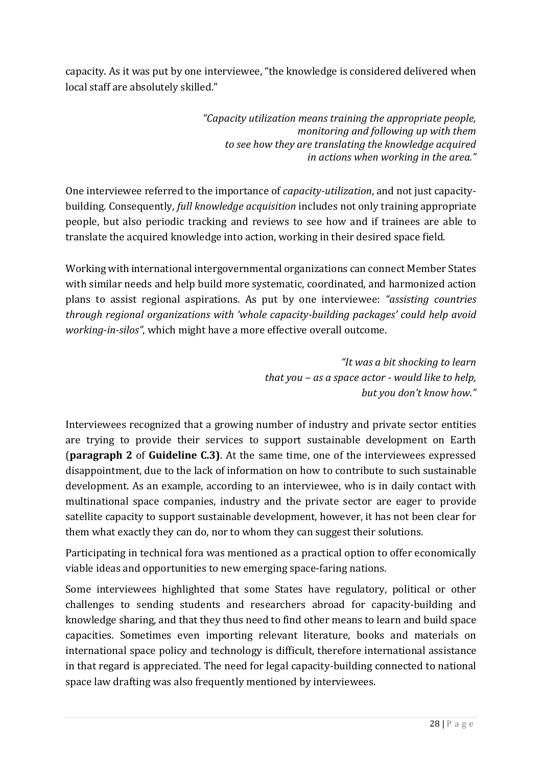capacity. As it was put by one interviewee, "the knowledge is considered delivered when local staff are absolutely skilled."

> *"Capacity utilization means training the appropriate people, monitoring and following up with them to see how they are translating the knowledge acquired in actions when working in the area."*

One interviewee referred to the importance of *capacity-utilization*, and not just capacity-building. Consequently, *full knowledge acquisition* includes not only training appropriate people, but also periodic tracking and reviews to see how and if trainees are able to translate the acquired knowledge into action, working in their desired space field.

Working with international intergovernmental organizations can connect Member States with similar needs and help build more systematic, coordinated, and harmonized action plans to assist regional aspirations. As put by one interviewee: *"assisting countries through regional organizations with 'whole capacity-building packages' could help avoid working-in-silos"*, which might have a more effective overall outcome.

> *"It was a bit shocking to learn that you – as a space actor - would like to help, but you don't know how."*

Interviewees recognized that a growing number of industry and private sector entities are trying to provide their services to support sustainable development on Earth (**paragraph 2** of **Guideline C.3)**. At the same time, one of the interviewees expressed disappointment, due to the lack of information on how to contribute to such sustainable development. As an example, according to an interviewee, who is in daily contact with multinational space companies, industry and the private sector are eager to provide satellite capacity to support sustainable development, however, it has not been clear for them what exactly they can do, nor to whom they can suggest their solutions.

Participating in technical fora was mentioned as a practical option to offer economically viable ideas and opportunities to new emerging space-faring nations.

Some interviewees highlighted that some States have regulatory, political or other challenges to sending students and researchers abroad for capacity-building and knowledge sharing, and that they thus need to find other means to learn and build space capacities. Sometimes even importing relevant literature, books and materials on international space policy and technology is difficult, therefore international assistance in that regard is appreciated. The need for legal capacity-building connected to national space law drafting was also frequently mentioned by interviewees.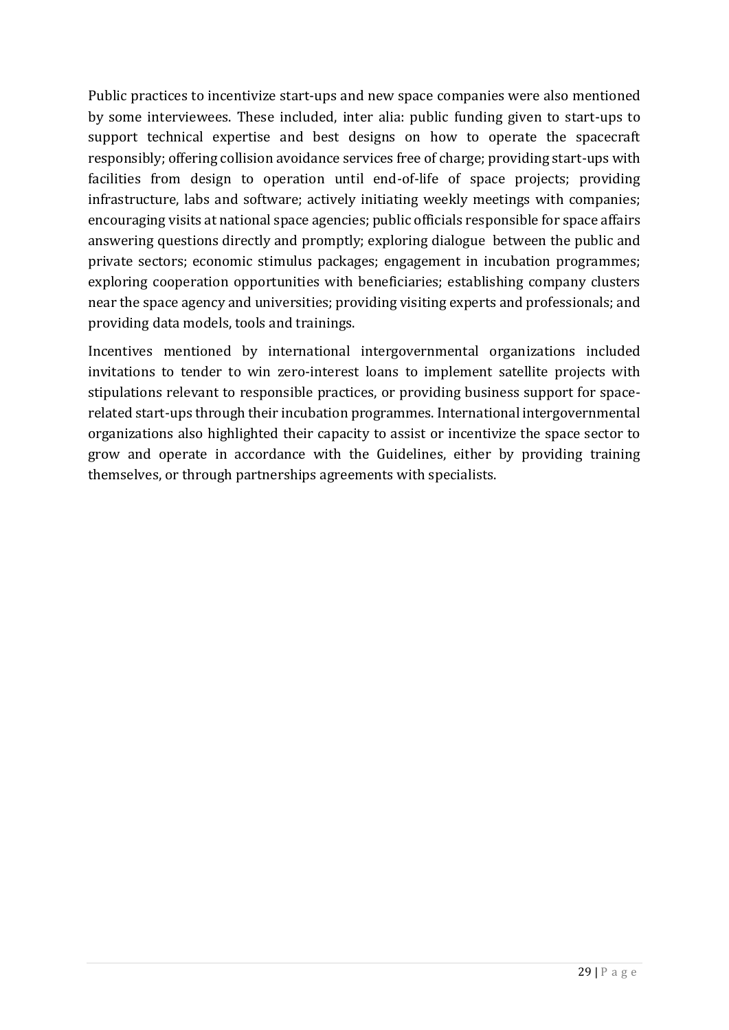Public practices to incentivize start-ups and new space companies were also mentioned by some interviewees. These included, inter alia: public funding given to start-ups to support technical expertise and best designs on how to operate the spacecraft responsibly; offering collision avoidance services free of charge; providing start-ups with facilities from design to operation until end-of-life of space projects; providing infrastructure, labs and software; actively initiating weekly meetings with companies; encouraging visits at national space agencies; public officials responsible for space affairs answering questions directly and promptly; exploring dialogue between the public and private sectors; economic stimulus packages; engagement in incubation programmes; exploring cooperation opportunities with beneficiaries; establishing company clusters near the space agency and universities; providing visiting experts and professionals; and providing data models, tools and trainings.

Incentives mentioned by international intergovernmental organizations included invitations to tender to win zero-interest loans to implement satellite projects with stipulations relevant to responsible practices, or providing business support for space-related start-ups through their incubation programmes. International intergovernmental organizations also highlighted their capacity to assist or incentivize the space sector to grow and operate in accordance with the Guidelines, either by providing training themselves, or through partnerships agreements with specialists.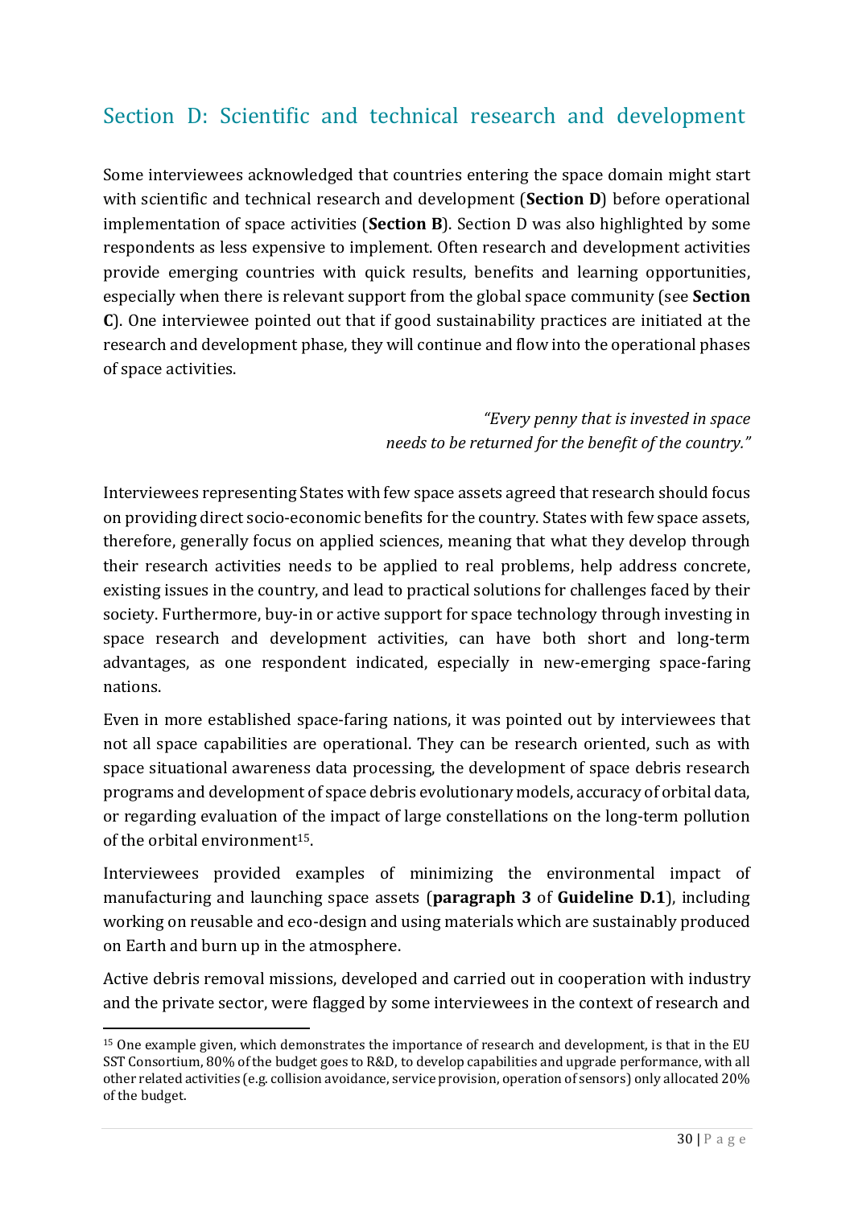## Section D: Scientific and technical research and development

Some interviewees acknowledged that countries entering the space domain might start with scientific and technical research and development (**Section D**) before operational implementation of space activities (**Section B**). Section D was also highlighted by some respondents as less expensive to implement. Often research and development activities provide emerging countries with quick results, benefits and learning opportunities, especially when there is relevant support from the global space community (see **Section C**). One interviewee pointed out that if good sustainability practices are initiated at the research and development phase, they will continue and flow into the operational phases of space activities.

> *"Every penny that is invested in space needs to be returned for the benefit of the country."*

Interviewees representing States with few space assets agreed that research should focus on providing direct socio-economic benefits for the country. States with few space assets, therefore, generally focus on applied sciences, meaning that what they develop through their research activities needs to be applied to real problems, help address concrete, existing issues in the country, and lead to practical solutions for challenges faced by their society. Furthermore, buy-in or active support for space technology through investing in space research and development activities, can have both short and long-term advantages, as one respondent indicated, especially in new-emerging space-faring nations.

Even in more established space-faring nations, it was pointed out by interviewees that not all space capabilities are operational. They can be research oriented, such as with space situational awareness data processing, the development of space debris research programs and development of space debris evolutionary models, accuracy of orbital data, or regarding evaluation of the impact of large constellations on the long-term pollution of the orbital environment[15].

Interviewees provided examples of minimizing the environmental impact of manufacturing and launching space assets (**paragraph 3** of **Guideline D.1**), including working on reusable and eco-design and using materials which are sustainably produced on Earth and burn up in the atmosphere.

Active debris removal missions, developed and carried out in cooperation with industry and the private sector, were flagged by some interviewees in the context of research and

---

[15] One example given, which demonstrates the importance of research and development, is that in the EU SST Consortium, 80% of the budget goes to R&D, to develop capabilities and upgrade performance, with all other related activities (e.g. collision avoidance, service provision, operation of sensors) only allocated 20% of the budget.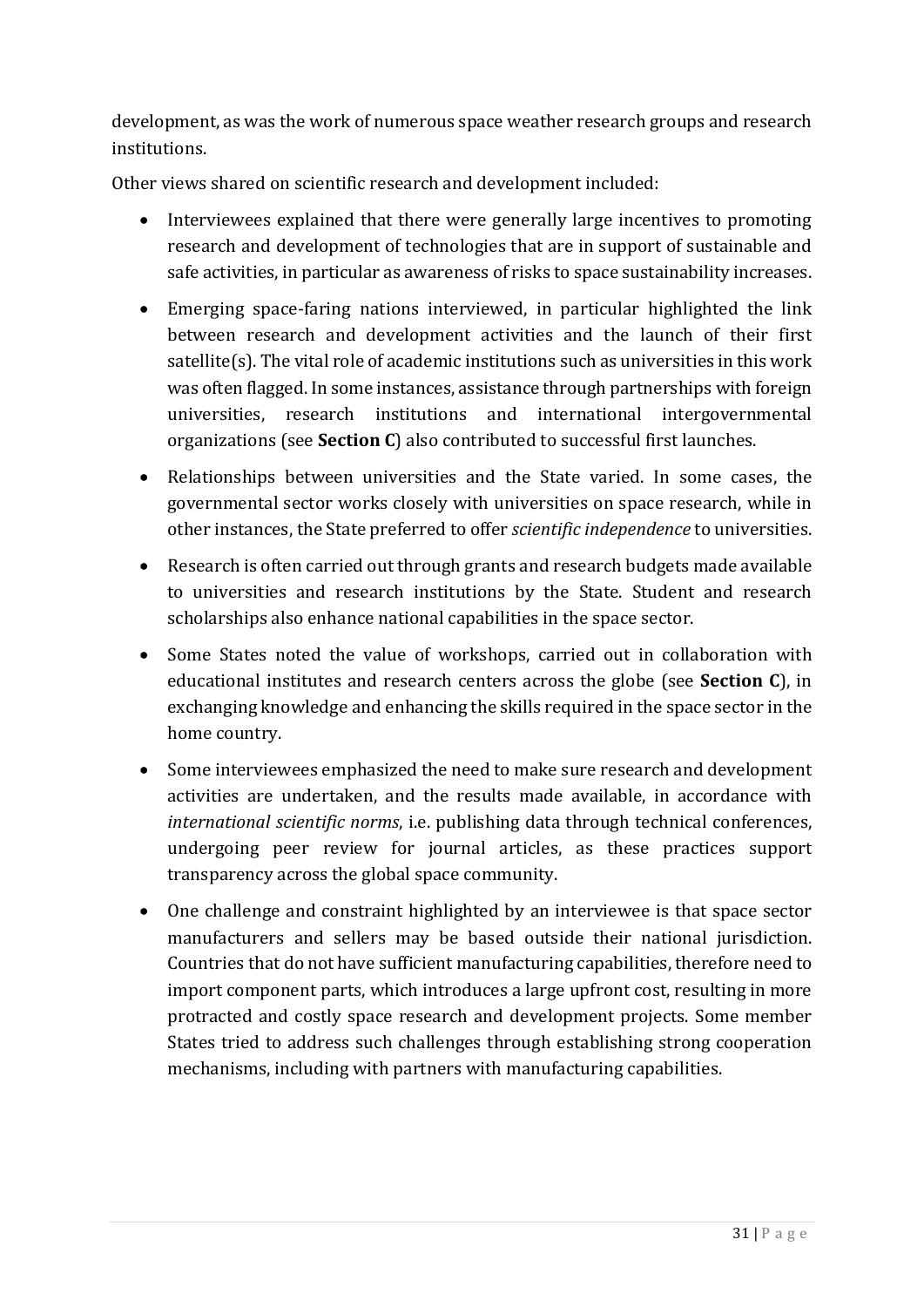development, as was the work of numerous space weather research groups and research institutions.

Other views shared on scientific research and development included:

- Interviewees explained that there were generally large incentives to promoting research and development of technologies that are in support of sustainable and safe activities, in particular as awareness of risks to space sustainability increases.
- Emerging space-faring nations interviewed, in particular highlighted the link between research and development activities and the launch of their first satellite(s). The vital role of academic institutions such as universities in this work was often flagged. In some instances, assistance through partnerships with foreign universities, research institutions and international intergovernmental organizations (see **Section C**) also contributed to successful first launches.
- Relationships between universities and the State varied. In some cases, the governmental sector works closely with universities on space research, while in other instances, the State preferred to offer *scientific independence* to universities.
- Research is often carried out through grants and research budgets made available to universities and research institutions by the State. Student and research scholarships also enhance national capabilities in the space sector.
- Some States noted the value of workshops, carried out in collaboration with educational institutes and research centers across the globe (see **Section C**), in exchanging knowledge and enhancing the skills required in the space sector in the home country.
- Some interviewees emphasized the need to make sure research and development activities are undertaken, and the results made available, in accordance with *international scientific norms*, i.e. publishing data through technical conferences, undergoing peer review for journal articles, as these practices support transparency across the global space community.
- One challenge and constraint highlighted by an interviewee is that space sector manufacturers and sellers may be based outside their national jurisdiction. Countries that do not have sufficient manufacturing capabilities, therefore need to import component parts, which introduces a large upfront cost, resulting in more protracted and costly space research and development projects. Some member States tried to address such challenges through establishing strong cooperation mechanisms, including with partners with manufacturing capabilities.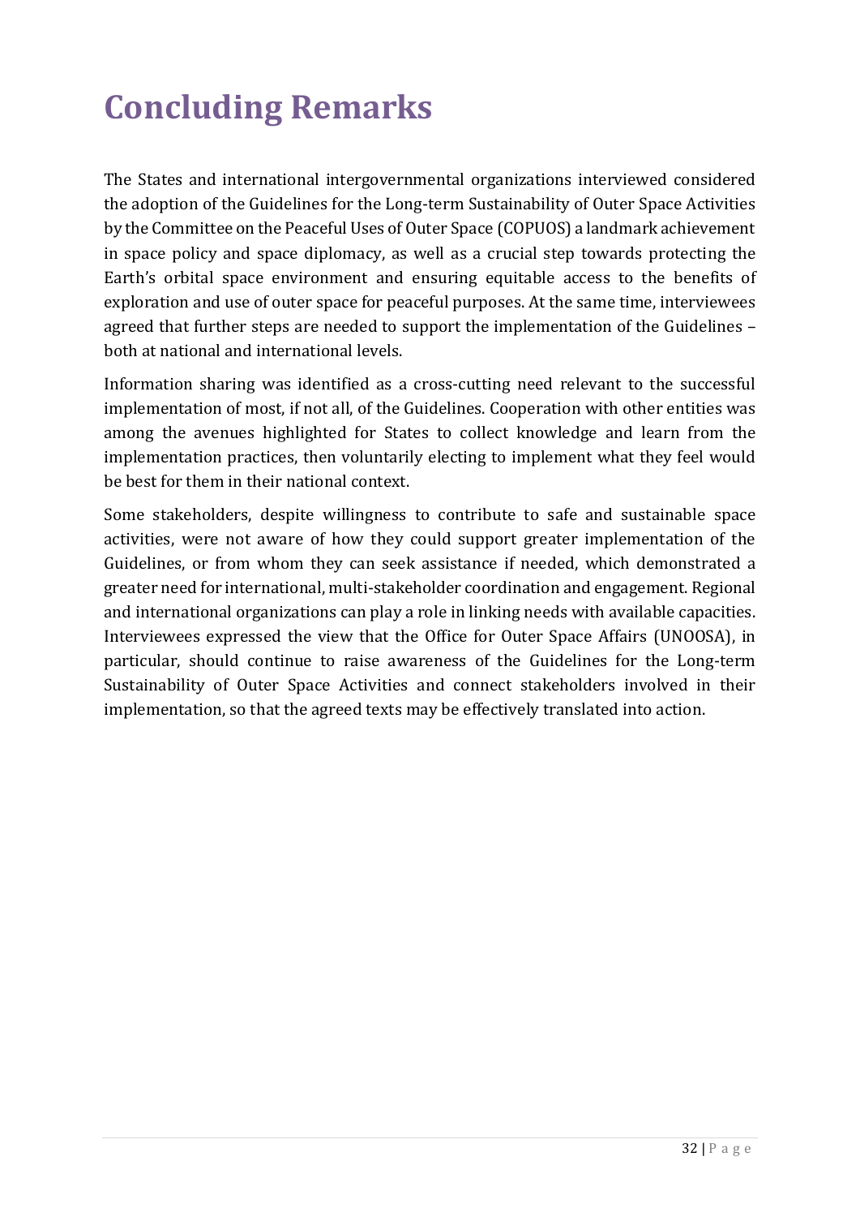# Concluding Remarks

The States and international intergovernmental organizations interviewed considered the adoption of the Guidelines for the Long-term Sustainability of Outer Space Activities by the Committee on the Peaceful Uses of Outer Space (COPUOS) a landmark achievement in space policy and space diplomacy, as well as a crucial step towards protecting the Earth's orbital space environment and ensuring equitable access to the benefits of exploration and use of outer space for peaceful purposes. At the same time, interviewees agreed that further steps are needed to support the implementation of the Guidelines – both at national and international levels.

Information sharing was identified as a cross-cutting need relevant to the successful implementation of most, if not all, of the Guidelines. Cooperation with other entities was among the avenues highlighted for States to collect knowledge and learn from the implementation practices, then voluntarily electing to implement what they feel would be best for them in their national context.

Some stakeholders, despite willingness to contribute to safe and sustainable space activities, were not aware of how they could support greater implementation of the Guidelines, or from whom they can seek assistance if needed, which demonstrated a greater need for international, multi-stakeholder coordination and engagement. Regional and international organizations can play a role in linking needs with available capacities. Interviewees expressed the view that the Office for Outer Space Affairs (UNOOSA), in particular, should continue to raise awareness of the Guidelines for the Long-term Sustainability of Outer Space Activities and connect stakeholders involved in their implementation, so that the agreed texts may be effectively translated into action.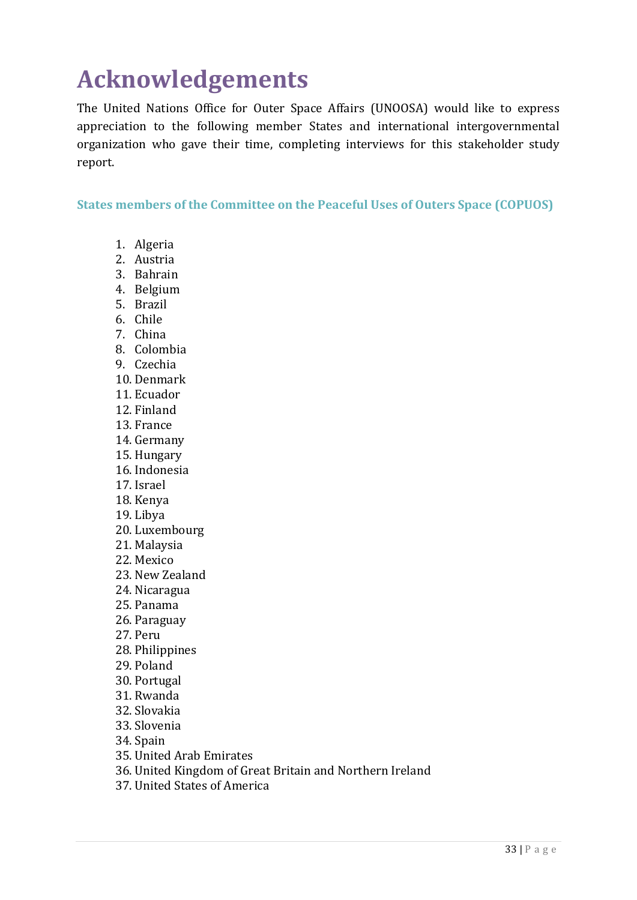# Acknowledgements

The United Nations Office for Outer Space Affairs (UNOOSA) would like to express appreciation to the following member States and international intergovernmental organization who gave their time, completing interviews for this stakeholder study report.

### States members of the Committee on the Peaceful Uses of Outers Space (COPUOS)

1. Algeria
2. Austria
3. Bahrain
4. Belgium
5. Brazil
6. Chile
7. China
8. Colombia
9. Czechia
10. Denmark
11. Ecuador
12. Finland
13. France
14. Germany
15. Hungary
16. Indonesia
17. Israel
18. Kenya
19. Libya
20. Luxembourg
21. Malaysia
22. Mexico
23. New Zealand
24. Nicaragua
25. Panama
26. Paraguay
27. Peru
28. Philippines
29. Poland
30. Portugal
31. Rwanda
32. Slovakia
33. Slovenia
34. Spain
35. United Arab Emirates
36. United Kingdom of Great Britain and Northern Ireland
37. United States of America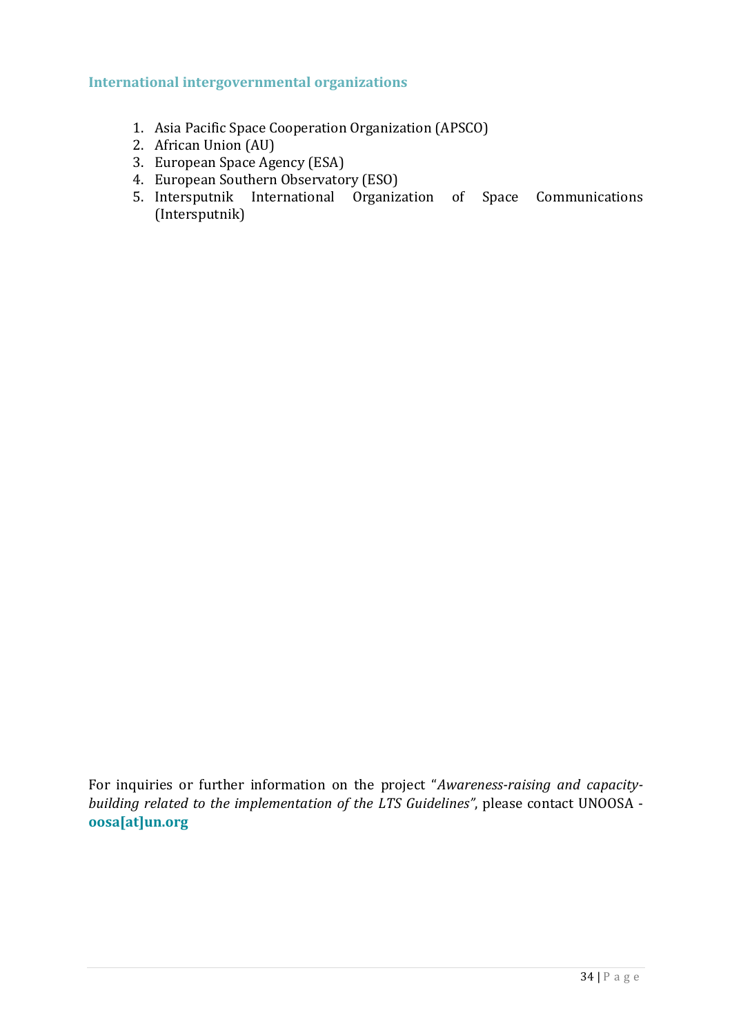### International intergovernmental organizations

1. Asia Pacific Space Cooperation Organization (APSCO)
2. African Union (AU)
3. European Space Agency (ESA)
4. European Southern Observatory (ESO)
5. Intersputnik International Organization of Space Communications (Intersputnik)

For inquiries or further information on the project "*Awareness-raising and capacity-building related to the implementation of the LTS Guidelines"*, please contact UNOOSA - **oosa[at]un.org**